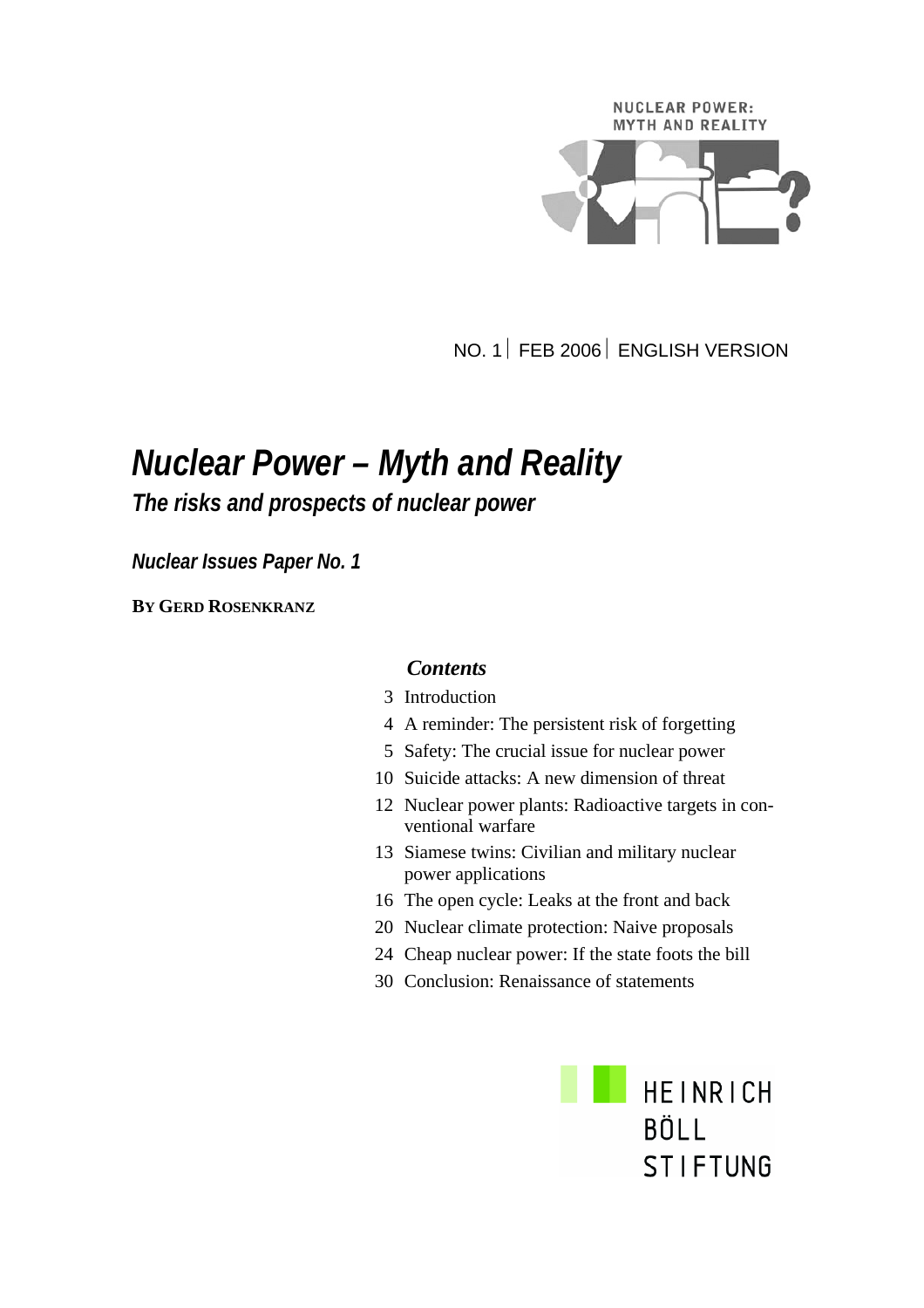NUCLEAR POWER:
MYTH AND REALITY

NO. 1 | FEB 2006 | ENGLISH VERSION

# *Nuclear Power – Myth and Reality*

## *The risks and prospects of nuclear power*

### *Nuclear Issues Paper No. 1*

**BY GERD ROSENKRANZ**

### *Contents*

| | |
|---|---|
| 3 | Introduction |
| 4 | A reminder: The persistent risk of forgetting |
| 5 | Safety: The crucial issue for nuclear power |
| 10 | Suicide attacks: A new dimension of threat |
| 12 | Nuclear power plants: Radioactive targets in conventional warfare |
| 13 | Siamese twins: Civilian and military nuclear power applications |
| 16 | The open cycle: Leaks at the front and back |
| 20 | Nuclear climate protection: Naive proposals |
| 24 | Cheap nuclear power: If the state foots the bill |
| 30 | Conclusion: Renaissance of statements |

HEINRICH BÖLL STIFTUNG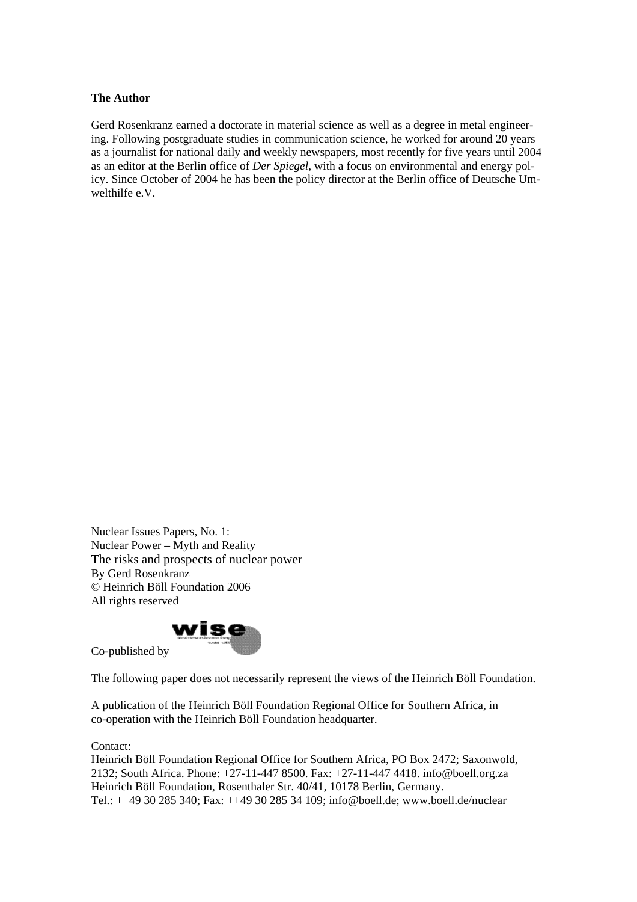**The Author**

Gerd Rosenkranz earned a doctorate in material science as well as a degree in metal engineering. Following postgraduate studies in communication science, he worked for around 20 years as a journalist for national daily and weekly newspapers, most recently for five years until 2004 as an editor at the Berlin office of *Der Spiegel*, with a focus on environmental and energy policy. Since October of 2004 he has been the policy director at the Berlin office of Deutsche Umwelthilfe e.V.

Nuclear Issues Papers, No. 1:
Nuclear Power – Myth and Reality
The risks and prospects of nuclear power
By Gerd Rosenkranz
© Heinrich Böll Foundation 2006
All rights reserved

Co-published by

The following paper does not necessarily represent the views of the Heinrich Böll Foundation.

A publication of the Heinrich Böll Foundation Regional Office for Southern Africa, in co-operation with the Heinrich Böll Foundation headquarter.

Contact:
Heinrich Böll Foundation Regional Office for Southern Africa, PO Box 2472; Saxonwold, 2132; South Africa. Phone: +27-11-447 8500. Fax: +27-11-447 4418. info@boell.org.za
Heinrich Böll Foundation, Rosenthaler Str. 40/41, 10178 Berlin, Germany.
Tel.: ++49 30 285 340; Fax: ++49 30 285 34 109; info@boell.de; www.boell.de/nuclear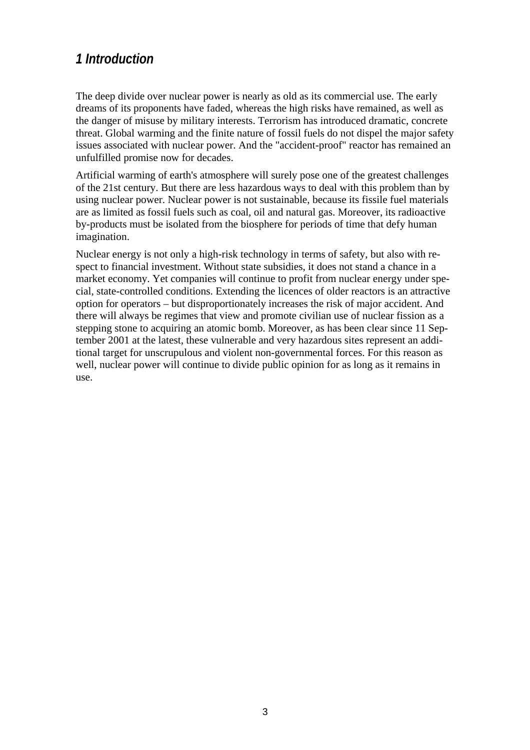# 1 Introduction

The deep divide over nuclear power is nearly as old as its commercial use. The early dreams of its proponents have faded, whereas the high risks have remained, as well as the danger of misuse by military interests. Terrorism has introduced dramatic, concrete threat. Global warming and the finite nature of fossil fuels do not dispel the major safety issues associated with nuclear power. And the "accident-proof" reactor has remained an unfulfilled promise now for decades.

Artificial warming of earth's atmosphere will surely pose one of the greatest challenges of the 21st century. But there are less hazardous ways to deal with this problem than by using nuclear power. Nuclear power is not sustainable, because its fissile fuel materials are as limited as fossil fuels such as coal, oil and natural gas. Moreover, its radioactive by-products must be isolated from the biosphere for periods of time that defy human imagination.

Nuclear energy is not only a high-risk technology in terms of safety, but also with respect to financial investment. Without state subsidies, it does not stand a chance in a market economy. Yet companies will continue to profit from nuclear energy under special, state-controlled conditions. Extending the licences of older reactors is an attractive option for operators – but disproportionately increases the risk of major accident. And there will always be regimes that view and promote civilian use of nuclear fission as a stepping stone to acquiring an atomic bomb. Moreover, as has been clear since 11 September 2001 at the latest, these vulnerable and very hazardous sites represent an additional target for unscrupulous and violent non-governmental forces. For this reason as well, nuclear power will continue to divide public opinion for as long as it remains in use.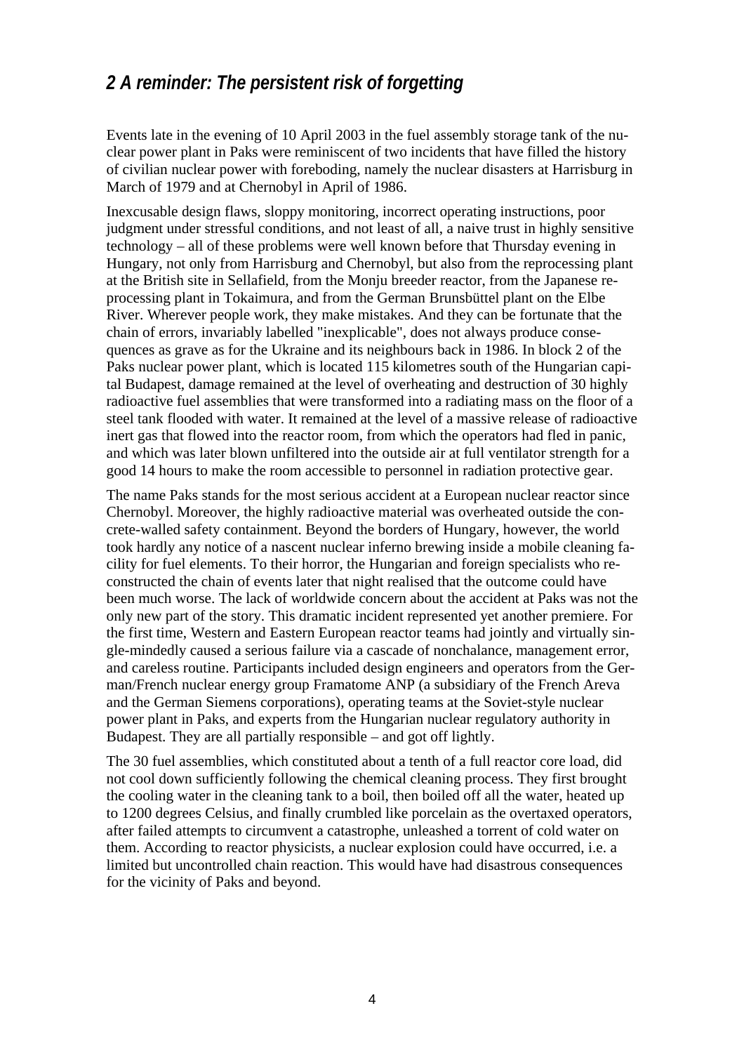## 2 A reminder: The persistent risk of forgetting

Events late in the evening of 10 April 2003 in the fuel assembly storage tank of the nuclear power plant in Paks were reminiscent of two incidents that have filled the history of civilian nuclear power with foreboding, namely the nuclear disasters at Harrisburg in March of 1979 and at Chernobyl in April of 1986.

Inexcusable design flaws, sloppy monitoring, incorrect operating instructions, poor judgment under stressful conditions, and not least of all, a naive trust in highly sensitive technology – all of these problems were well known before that Thursday evening in Hungary, not only from Harrisburg and Chernobyl, but also from the reprocessing plant at the British site in Sellafield, from the Monju breeder reactor, from the Japanese reprocessing plant in Tokaimura, and from the German Brunsbüttel plant on the Elbe River. Wherever people work, they make mistakes. And they can be fortunate that the chain of errors, invariably labelled "inexplicable", does not always produce consequences as grave as for the Ukraine and its neighbours back in 1986. In block 2 of the Paks nuclear power plant, which is located 115 kilometres south of the Hungarian capital Budapest, damage remained at the level of overheating and destruction of 30 highly radioactive fuel assemblies that were transformed into a radiating mass on the floor of a steel tank flooded with water. It remained at the level of a massive release of radioactive inert gas that flowed into the reactor room, from which the operators had fled in panic, and which was later blown unfiltered into the outside air at full ventilator strength for a good 14 hours to make the room accessible to personnel in radiation protective gear.

The name Paks stands for the most serious accident at a European nuclear reactor since Chernobyl. Moreover, the highly radioactive material was overheated outside the concrete-walled safety containment. Beyond the borders of Hungary, however, the world took hardly any notice of a nascent nuclear inferno brewing inside a mobile cleaning facility for fuel elements. To their horror, the Hungarian and foreign specialists who reconstructed the chain of events later that night realised that the outcome could have been much worse. The lack of worldwide concern about the accident at Paks was not the only new part of the story. This dramatic incident represented yet another premiere. For the first time, Western and Eastern European reactor teams had jointly and virtually single-mindedly caused a serious failure via a cascade of nonchalance, management error, and careless routine. Participants included design engineers and operators from the German/French nuclear energy group Framatome ANP (a subsidiary of the French Areva and the German Siemens corporations), operating teams at the Soviet-style nuclear power plant in Paks, and experts from the Hungarian nuclear regulatory authority in Budapest. They are all partially responsible – and got off lightly.

The 30 fuel assemblies, which constituted about a tenth of a full reactor core load, did not cool down sufficiently following the chemical cleaning process. They first brought the cooling water in the cleaning tank to a boil, then boiled off all the water, heated up to 1200 degrees Celsius, and finally crumbled like porcelain as the overtaxed operators, after failed attempts to circumvent a catastrophe, unleashed a torrent of cold water on them. According to reactor physicists, a nuclear explosion could have occurred, i.e. a limited but uncontrolled chain reaction. This would have had disastrous consequences for the vicinity of Paks and beyond.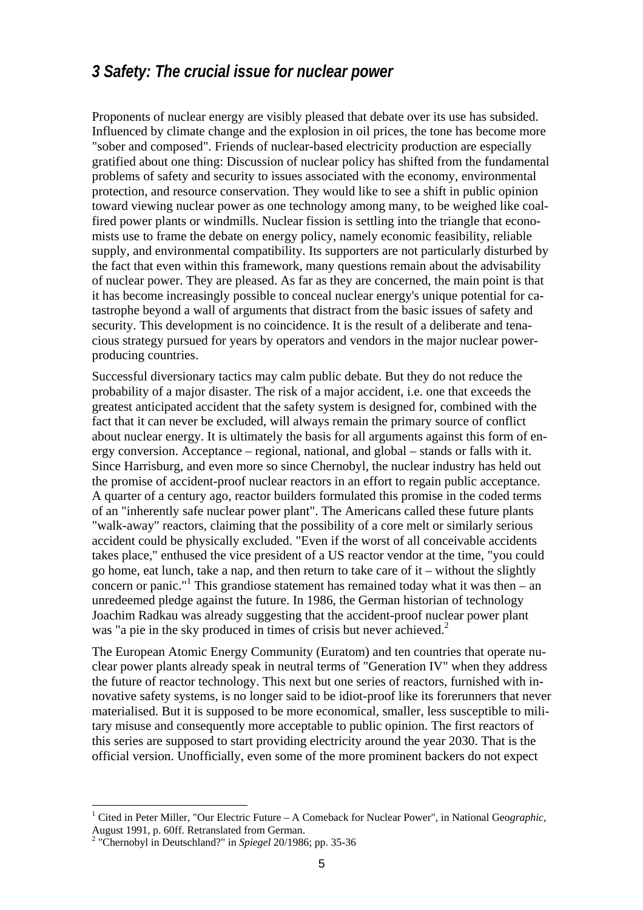## 3 Safety: The crucial issue for nuclear power

Proponents of nuclear energy are visibly pleased that debate over its use has subsided. Influenced by climate change and the explosion in oil prices, the tone has become more "sober and composed". Friends of nuclear-based electricity production are especially gratified about one thing: Discussion of nuclear policy has shifted from the fundamental problems of safety and security to issues associated with the economy, environmental protection, and resource conservation. They would like to see a shift in public opinion toward viewing nuclear power as one technology among many, to be weighed like coal-fired power plants or windmills. Nuclear fission is settling into the triangle that economists use to frame the debate on energy policy, namely economic feasibility, reliable supply, and environmental compatibility. Its supporters are not particularly disturbed by the fact that even within this framework, many questions remain about the advisability of nuclear power. They are pleased. As far as they are concerned, the main point is that it has become increasingly possible to conceal nuclear energy's unique potential for catastrophe beyond a wall of arguments that distract from the basic issues of safety and security. This development is no coincidence. It is the result of a deliberate and tenacious strategy pursued for years by operators and vendors in the major nuclear power-producing countries.

Successful diversionary tactics may calm public debate. But they do not reduce the probability of a major disaster. The risk of a major accident, i.e. one that exceeds the greatest anticipated accident that the safety system is designed for, combined with the fact that it can never be excluded, will always remain the primary source of conflict about nuclear energy. It is ultimately the basis for all arguments against this form of energy conversion. Acceptance – regional, national, and global – stands or falls with it. Since Harrisburg, and even more so since Chernobyl, the nuclear industry has held out the promise of accident-proof nuclear reactors in an effort to regain public acceptance. A quarter of a century ago, reactor builders formulated this promise in the coded terms of an "inherently safe nuclear power plant". The Americans called these future plants "walk-away" reactors, claiming that the possibility of a core melt or similarly serious accident could be physically excluded. "Even if the worst of all conceivable accidents takes place," enthused the vice president of a US reactor vendor at the time, "you could go home, eat lunch, take a nap, and then return to take care of it – without the slightly concern or panic."[1] This grandiose statement has remained today what it was then – an unredeemed pledge against the future. In 1986, the German historian of technology Joachim Radkau was already suggesting that the accident-proof nuclear power plant was "a pie in the sky produced in times of crisis but never achieved.[2]

The European Atomic Energy Community (Euratom) and ten countries that operate nuclear power plants already speak in neutral terms of "Generation IV" when they address the future of reactor technology. This next but one series of reactors, furnished with innovative safety systems, is no longer said to be idiot-proof like its forerunners that never materialised. But it is supposed to be more economical, smaller, less susceptible to military misuse and consequently more acceptable to public opinion. The first reactors of this series are supposed to start providing electricity around the year 2030. That is the official version. Unofficially, even some of the more prominent backers do not expect

---

[1] Cited in Peter Miller, "Our Electric Future – A Comeback for Nuclear Power", in National Geo*graphic*, August 1991, p. 60ff. Retranslated from German.

[2] "Chernobyl in Deutschland?" in *Spiegel* 20/1986; pp. 35-36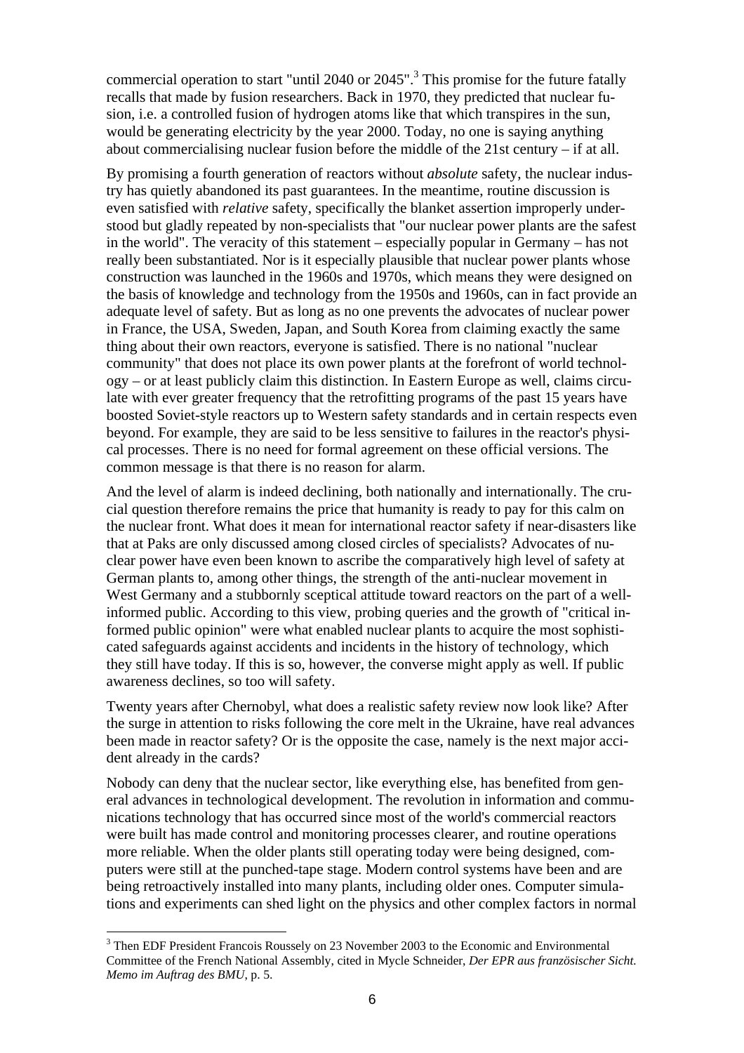commercial operation to start "until 2040 or 2045".[3] This promise for the future fatally recalls that made by fusion researchers. Back in 1970, they predicted that nuclear fusion, i.e. a controlled fusion of hydrogen atoms like that which transpires in the sun, would be generating electricity by the year 2000. Today, no one is saying anything about commercialising nuclear fusion before the middle of the 21st century – if at all.

By promising a fourth generation of reactors without *absolute* safety, the nuclear industry has quietly abandoned its past guarantees. In the meantime, routine discussion is even satisfied with *relative* safety, specifically the blanket assertion improperly understood but gladly repeated by non-specialists that "our nuclear power plants are the safest in the world". The veracity of this statement – especially popular in Germany – has not really been substantiated. Nor is it especially plausible that nuclear power plants whose construction was launched in the 1960s and 1970s, which means they were designed on the basis of knowledge and technology from the 1950s and 1960s, can in fact provide an adequate level of safety. But as long as no one prevents the advocates of nuclear power in France, the USA, Sweden, Japan, and South Korea from claiming exactly the same thing about their own reactors, everyone is satisfied. There is no national "nuclear community" that does not place its own power plants at the forefront of world technology – or at least publicly claim this distinction. In Eastern Europe as well, claims circulate with ever greater frequency that the retrofitting programs of the past 15 years have boosted Soviet-style reactors up to Western safety standards and in certain respects even beyond. For example, they are said to be less sensitive to failures in the reactor's physical processes. There is no need for formal agreement on these official versions. The common message is that there is no reason for alarm.

And the level of alarm is indeed declining, both nationally and internationally. The crucial question therefore remains the price that humanity is ready to pay for this calm on the nuclear front. What does it mean for international reactor safety if near-disasters like that at Paks are only discussed among closed circles of specialists? Advocates of nuclear power have even been known to ascribe the comparatively high level of safety at German plants to, among other things, the strength of the anti-nuclear movement in West Germany and a stubbornly sceptical attitude toward reactors on the part of a well-informed public. According to this view, probing queries and the growth of "critical informed public opinion" were what enabled nuclear plants to acquire the most sophisticated safeguards against accidents and incidents in the history of technology, which they still have today. If this is so, however, the converse might apply as well. If public awareness declines, so too will safety.

Twenty years after Chernobyl, what does a realistic safety review now look like? After the surge in attention to risks following the core melt in the Ukraine, have real advances been made in reactor safety? Or is the opposite the case, namely is the next major accident already in the cards?

Nobody can deny that the nuclear sector, like everything else, has benefited from general advances in technological development. The revolution in information and communications technology that has occurred since most of the world's commercial reactors were built has made control and monitoring processes clearer, and routine operations more reliable. When the older plants still operating today were being designed, computers were still at the punched-tape stage. Modern control systems have been and are being retroactively installed into many plants, including older ones. Computer simulations and experiments can shed light on the physics and other complex factors in normal

---

[3] Then EDF President Francois Roussely on 23 November 2003 to the Economic and Environmental Committee of the French National Assembly, cited in Mycle Schneider, *Der EPR aus französischer Sicht. Memo im Auftrag des BMU*, p. 5.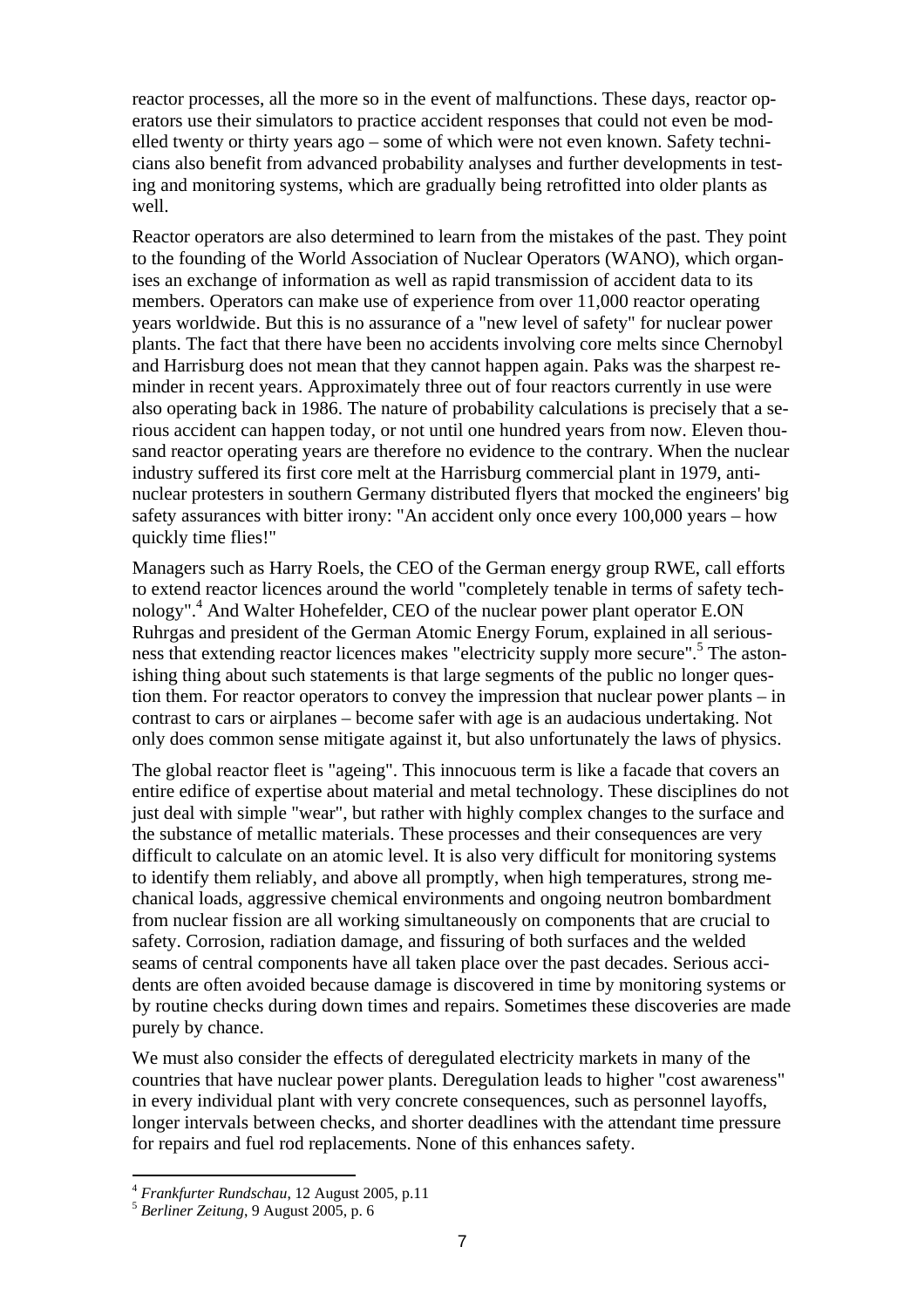reactor processes, all the more so in the event of malfunctions. These days, reactor operators use their simulators to practice accident responses that could not even be modelled twenty or thirty years ago – some of which were not even known. Safety technicians also benefit from advanced probability analyses and further developments in testing and monitoring systems, which are gradually being retrofitted into older plants as well.

Reactor operators are also determined to learn from the mistakes of the past. They point to the founding of the World Association of Nuclear Operators (WANO), which organises an exchange of information as well as rapid transmission of accident data to its members. Operators can make use of experience from over 11,000 reactor operating years worldwide. But this is no assurance of a "new level of safety" for nuclear power plants. The fact that there have been no accidents involving core melts since Chernobyl and Harrisburg does not mean that they cannot happen again. Paks was the sharpest reminder in recent years. Approximately three out of four reactors currently in use were also operating back in 1986. The nature of probability calculations is precisely that a serious accident can happen today, or not until one hundred years from now. Eleven thousand reactor operating years are therefore no evidence to the contrary. When the nuclear industry suffered its first core melt at the Harrisburg commercial plant in 1979, anti-nuclear protesters in southern Germany distributed flyers that mocked the engineers' big safety assurances with bitter irony: "An accident only once every 100,000 years – how quickly time flies!"

Managers such as Harry Roels, the CEO of the German energy group RWE, call efforts to extend reactor licences around the world "completely tenable in terms of safety technology".[4] And Walter Hohefelder, CEO of the nuclear power plant operator E.ON Ruhrgas and president of the German Atomic Energy Forum, explained in all seriousness that extending reactor licences makes "electricity supply more secure".[5] The astonishing thing about such statements is that large segments of the public no longer question them. For reactor operators to convey the impression that nuclear power plants – in contrast to cars or airplanes – become safer with age is an audacious undertaking. Not only does common sense mitigate against it, but also unfortunately the laws of physics.

The global reactor fleet is "ageing". This innocuous term is like a facade that covers an entire edifice of expertise about material and metal technology. These disciplines do not just deal with simple "wear", but rather with highly complex changes to the surface and the substance of metallic materials. These processes and their consequences are very difficult to calculate on an atomic level. It is also very difficult for monitoring systems to identify them reliably, and above all promptly, when high temperatures, strong mechanical loads, aggressive chemical environments and ongoing neutron bombardment from nuclear fission are all working simultaneously on components that are crucial to safety. Corrosion, radiation damage, and fissuring of both surfaces and the welded seams of central components have all taken place over the past decades. Serious accidents are often avoided because damage is discovered in time by monitoring systems or by routine checks during down times and repairs. Sometimes these discoveries are made purely by chance.

We must also consider the effects of deregulated electricity markets in many of the countries that have nuclear power plants. Deregulation leads to higher "cost awareness" in every individual plant with very concrete consequences, such as personnel layoffs, longer intervals between checks, and shorter deadlines with the attendant time pressure for repairs and fuel rod replacements. None of this enhances safety.

[4] *Frankfurter Rundschau*, 12 August 2005, p.11
[5] *Berliner Zeitung*, 9 August 2005, p. 6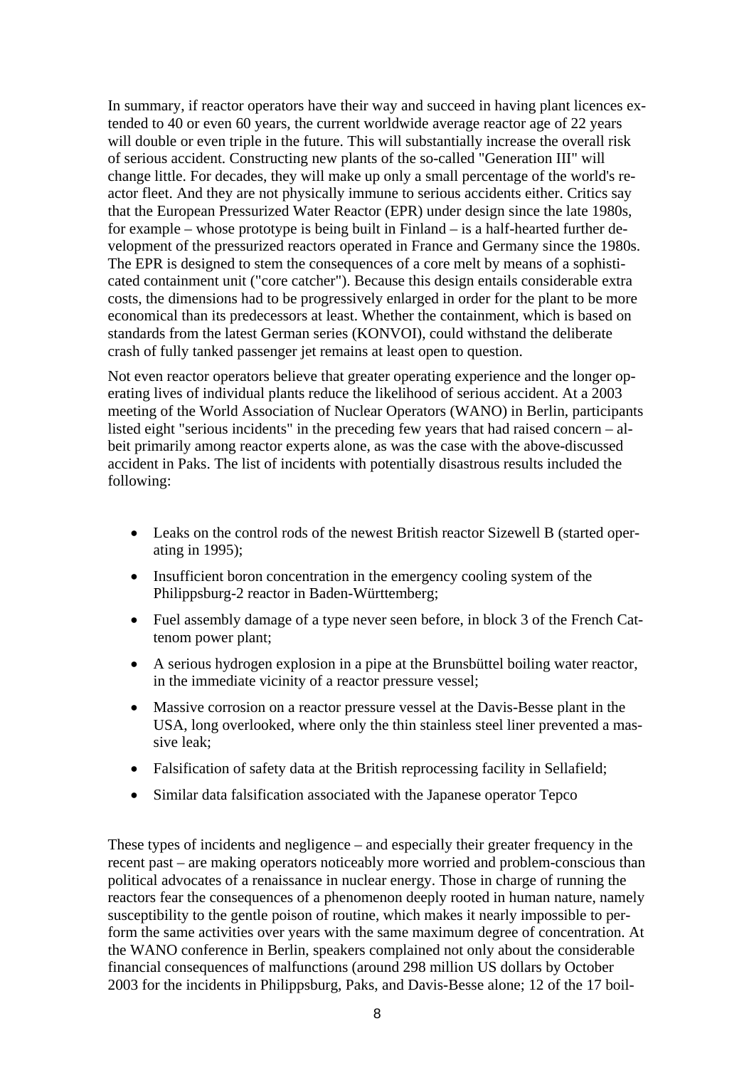In summary, if reactor operators have their way and succeed in having plant licences extended to 40 or even 60 years, the current worldwide average reactor age of 22 years will double or even triple in the future. This will substantially increase the overall risk of serious accident. Constructing new plants of the so-called "Generation III" will change little. For decades, they will make up only a small percentage of the world's reactor fleet. And they are not physically immune to serious accidents either. Critics say that the European Pressurized Water Reactor (EPR) under design since the late 1980s, for example – whose prototype is being built in Finland – is a half-hearted further development of the pressurized reactors operated in France and Germany since the 1980s. The EPR is designed to stem the consequences of a core melt by means of a sophisticated containment unit ("core catcher"). Because this design entails considerable extra costs, the dimensions had to be progressively enlarged in order for the plant to be more economical than its predecessors at least. Whether the containment, which is based on standards from the latest German series (KONVOI), could withstand the deliberate crash of fully tanked passenger jet remains at least open to question.

Not even reactor operators believe that greater operating experience and the longer operating lives of individual plants reduce the likelihood of serious accident. At a 2003 meeting of the World Association of Nuclear Operators (WANO) in Berlin, participants listed eight "serious incidents" in the preceding few years that had raised concern – albeit primarily among reactor experts alone, as was the case with the above-discussed accident in Paks. The list of incidents with potentially disastrous results included the following:

- Leaks on the control rods of the newest British reactor Sizewell B (started operating in 1995);
- Insufficient boron concentration in the emergency cooling system of the Philippsburg-2 reactor in Baden-Württemberg;
- Fuel assembly damage of a type never seen before, in block 3 of the French Cattenom power plant;
- A serious hydrogen explosion in a pipe at the Brunsbüttel boiling water reactor, in the immediate vicinity of a reactor pressure vessel;
- Massive corrosion on a reactor pressure vessel at the Davis-Besse plant in the USA, long overlooked, where only the thin stainless steel liner prevented a massive leak;
- Falsification of safety data at the British reprocessing facility in Sellafield;
- Similar data falsification associated with the Japanese operator Tepco

These types of incidents and negligence – and especially their greater frequency in the recent past – are making operators noticeably more worried and problem-conscious than political advocates of a renaissance in nuclear energy. Those in charge of running the reactors fear the consequences of a phenomenon deeply rooted in human nature, namely susceptibility to the gentle poison of routine, which makes it nearly impossible to perform the same activities over years with the same maximum degree of concentration. At the WANO conference in Berlin, speakers complained not only about the considerable financial consequences of malfunctions (around 298 million US dollars by October 2003 for the incidents in Philippsburg, Paks, and Davis-Besse alone; 12 of the 17 boil-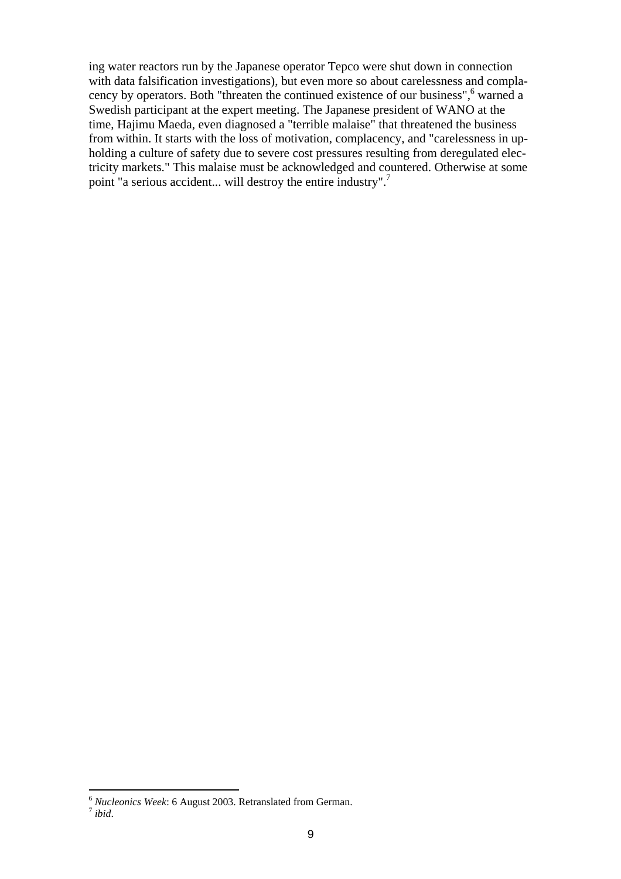ing water reactors run by the Japanese operator Tepco were shut down in connection with data falsification investigations), but even more so about carelessness and complacency by operators. Both "threaten the continued existence of our business",[6] warned a Swedish participant at the expert meeting. The Japanese president of WANO at the time, Hajimu Maeda, even diagnosed a "terrible malaise" that threatened the business from within. It starts with the loss of motivation, complacency, and "carelessness in upholding a culture of safety due to severe cost pressures resulting from deregulated electricity markets." This malaise must be acknowledged and countered. Otherwise at some point "a serious accident... will destroy the entire industry".[7]

---

[6] *Nucleonics Week*: 6 August 2003. Retranslated from German.

[7] *ibid*.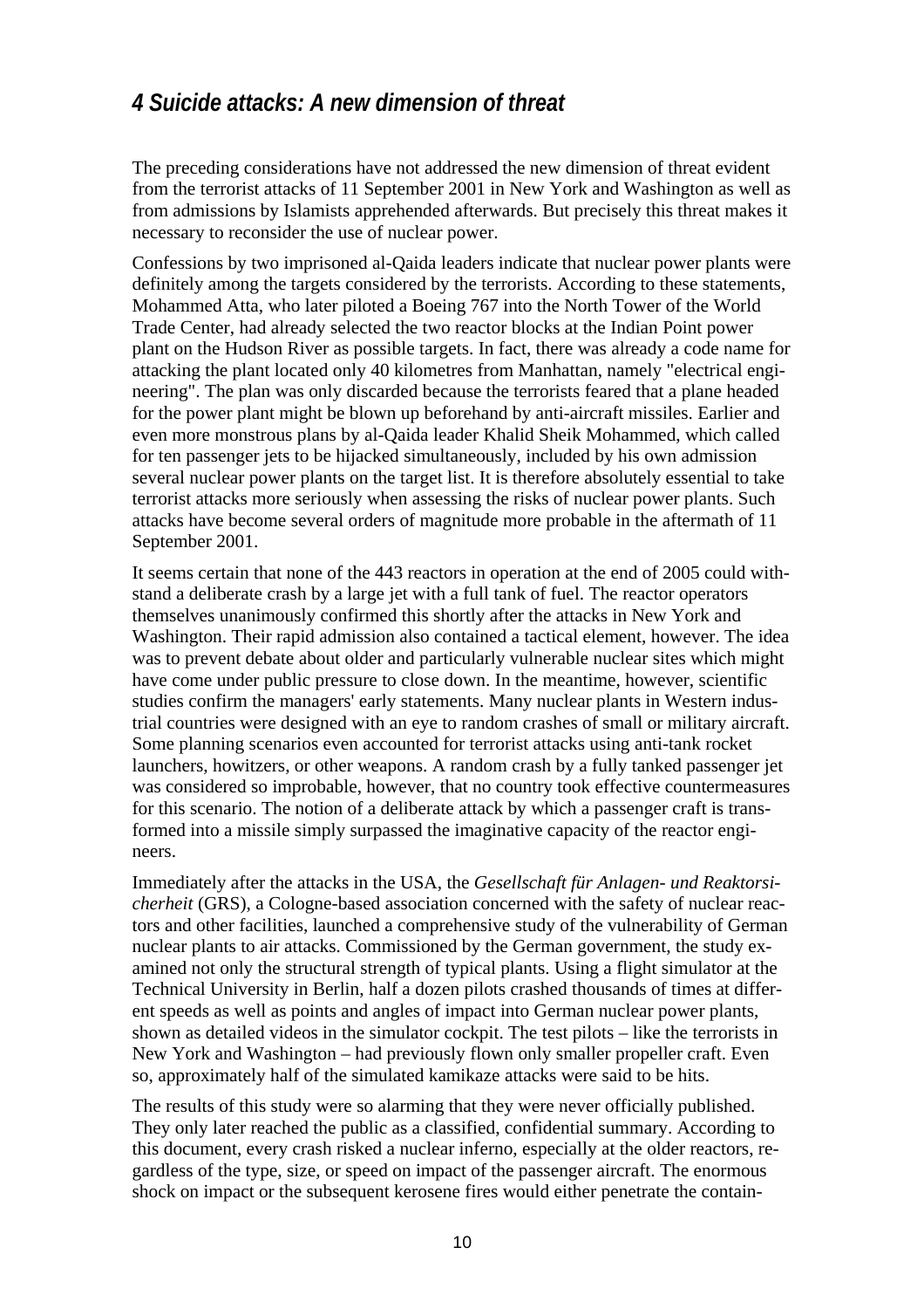## *4 Suicide attacks: A new dimension of threat*

The preceding considerations have not addressed the new dimension of threat evident from the terrorist attacks of 11 September 2001 in New York and Washington as well as from admissions by Islamists apprehended afterwards. But precisely this threat makes it necessary to reconsider the use of nuclear power.

Confessions by two imprisoned al-Qaida leaders indicate that nuclear power plants were definitely among the targets considered by the terrorists. According to these statements, Mohammed Atta, who later piloted a Boeing 767 into the North Tower of the World Trade Center, had already selected the two reactor blocks at the Indian Point power plant on the Hudson River as possible targets. In fact, there was already a code name for attacking the plant located only 40 kilometres from Manhattan, namely "electrical engineering". The plan was only discarded because the terrorists feared that a plane headed for the power plant might be blown up beforehand by anti-aircraft missiles. Earlier and even more monstrous plans by al-Qaida leader Khalid Sheik Mohammed, which called for ten passenger jets to be hijacked simultaneously, included by his own admission several nuclear power plants on the target list. It is therefore absolutely essential to take terrorist attacks more seriously when assessing the risks of nuclear power plants. Such attacks have become several orders of magnitude more probable in the aftermath of 11 September 2001.

It seems certain that none of the 443 reactors in operation at the end of 2005 could withstand a deliberate crash by a large jet with a full tank of fuel. The reactor operators themselves unanimously confirmed this shortly after the attacks in New York and Washington. Their rapid admission also contained a tactical element, however. The idea was to prevent debate about older and particularly vulnerable nuclear sites which might have come under public pressure to close down. In the meantime, however, scientific studies confirm the managers' early statements. Many nuclear plants in Western industrial countries were designed with an eye to random crashes of small or military aircraft. Some planning scenarios even accounted for terrorist attacks using anti-tank rocket launchers, howitzers, or other weapons. A random crash by a fully tanked passenger jet was considered so improbable, however, that no country took effective countermeasures for this scenario. The notion of a deliberate attack by which a passenger craft is transformed into a missile simply surpassed the imaginative capacity of the reactor engineers.

Immediately after the attacks in the USA, the *Gesellschaft für Anlagen- und Reaktorsicherheit* (GRS), a Cologne-based association concerned with the safety of nuclear reactors and other facilities, launched a comprehensive study of the vulnerability of German nuclear plants to air attacks. Commissioned by the German government, the study examined not only the structural strength of typical plants. Using a flight simulator at the Technical University in Berlin, half a dozen pilots crashed thousands of times at different speeds as well as points and angles of impact into German nuclear power plants, shown as detailed videos in the simulator cockpit. The test pilots – like the terrorists in New York and Washington – had previously flown only smaller propeller craft. Even so, approximately half of the simulated kamikaze attacks were said to be hits.

The results of this study were so alarming that they were never officially published. They only later reached the public as a classified, confidential summary. According to this document, every crash risked a nuclear inferno, especially at the older reactors, regardless of the type, size, or speed on impact of the passenger aircraft. The enormous shock on impact or the subsequent kerosene fires would either penetrate the contain-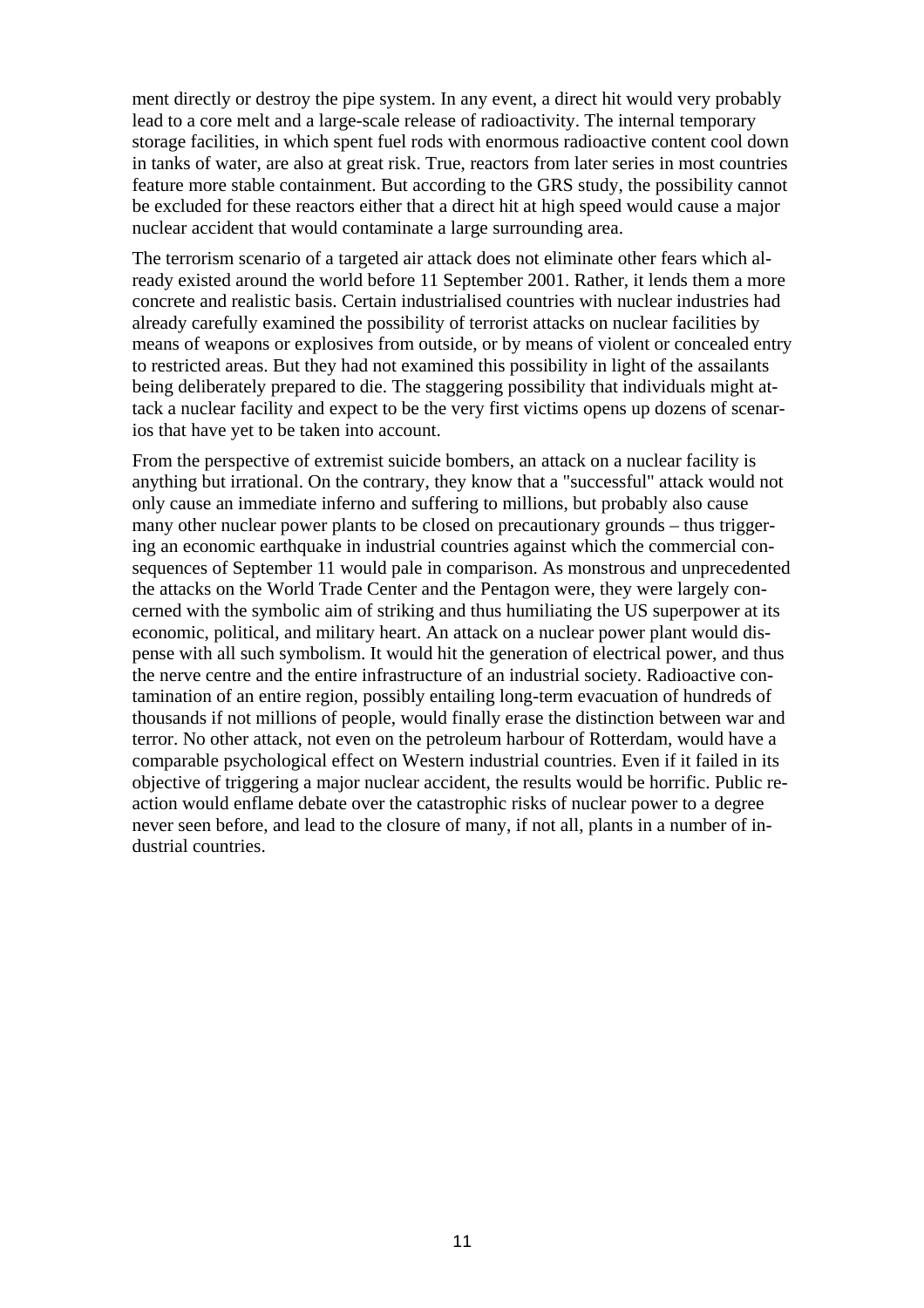ment directly or destroy the pipe system. In any event, a direct hit would very probably lead to a core melt and a large-scale release of radioactivity. The internal temporary storage facilities, in which spent fuel rods with enormous radioactive content cool down in tanks of water, are also at great risk. True, reactors from later series in most countries feature more stable containment. But according to the GRS study, the possibility cannot be excluded for these reactors either that a direct hit at high speed would cause a major nuclear accident that would contaminate a large surrounding area.

The terrorism scenario of a targeted air attack does not eliminate other fears which already existed around the world before 11 September 2001. Rather, it lends them a more concrete and realistic basis. Certain industrialised countries with nuclear industries had already carefully examined the possibility of terrorist attacks on nuclear facilities by means of weapons or explosives from outside, or by means of violent or concealed entry to restricted areas. But they had not examined this possibility in light of the assailants being deliberately prepared to die. The staggering possibility that individuals might attack a nuclear facility and expect to be the very first victims opens up dozens of scenarios that have yet to be taken into account.

From the perspective of extremist suicide bombers, an attack on a nuclear facility is anything but irrational. On the contrary, they know that a "successful" attack would not only cause an immediate inferno and suffering to millions, but probably also cause many other nuclear power plants to be closed on precautionary grounds – thus triggering an economic earthquake in industrial countries against which the commercial consequences of September 11 would pale in comparison. As monstrous and unprecedented the attacks on the World Trade Center and the Pentagon were, they were largely concerned with the symbolic aim of striking and thus humiliating the US superpower at its economic, political, and military heart. An attack on a nuclear power plant would dispense with all such symbolism. It would hit the generation of electrical power, and thus the nerve centre and the entire infrastructure of an industrial society. Radioactive contamination of an entire region, possibly entailing long-term evacuation of hundreds of thousands if not millions of people, would finally erase the distinction between war and terror. No other attack, not even on the petroleum harbour of Rotterdam, would have a comparable psychological effect on Western industrial countries. Even if it failed in its objective of triggering a major nuclear accident, the results would be horrific. Public reaction would enflame debate over the catastrophic risks of nuclear power to a degree never seen before, and lead to the closure of many, if not all, plants in a number of industrial countries.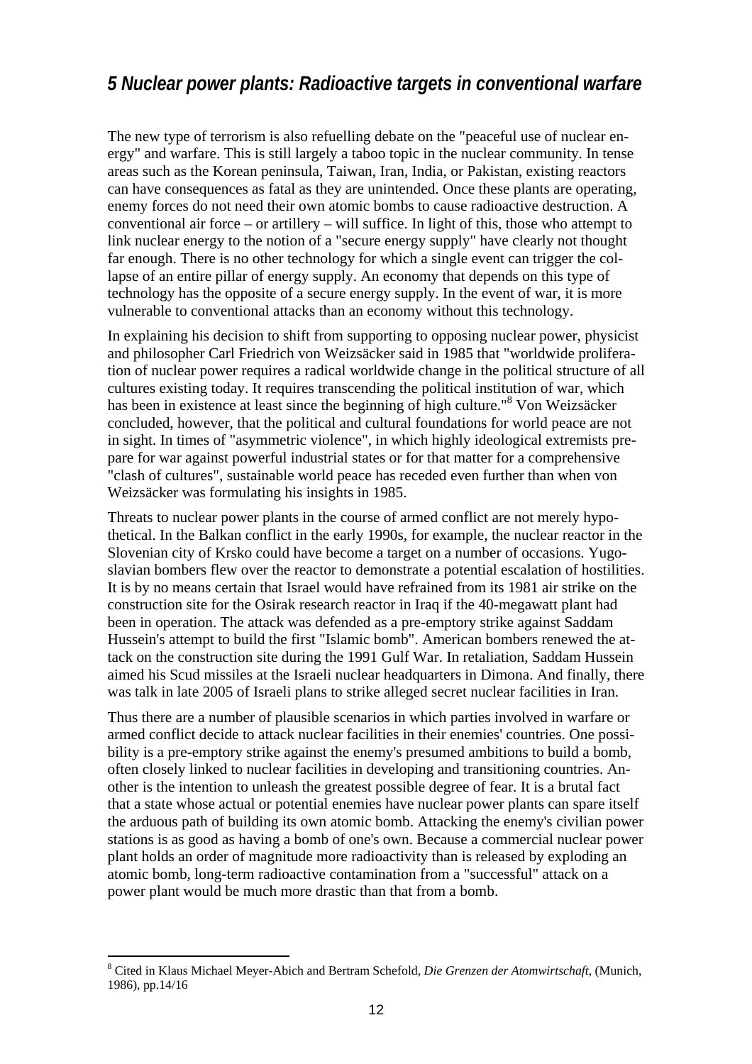## *5 Nuclear power plants: Radioactive targets in conventional warfare*

The new type of terrorism is also refuelling debate on the "peaceful use of nuclear energy" and warfare. This is still largely a taboo topic in the nuclear community. In tense areas such as the Korean peninsula, Taiwan, Iran, India, or Pakistan, existing reactors can have consequences as fatal as they are unintended. Once these plants are operating, enemy forces do not need their own atomic bombs to cause radioactive destruction. A conventional air force – or artillery – will suffice. In light of this, those who attempt to link nuclear energy to the notion of a "secure energy supply" have clearly not thought far enough. There is no other technology for which a single event can trigger the collapse of an entire pillar of energy supply. An economy that depends on this type of technology has the opposite of a secure energy supply. In the event of war, it is more vulnerable to conventional attacks than an economy without this technology.

In explaining his decision to shift from supporting to opposing nuclear power, physicist and philosopher Carl Friedrich von Weizsäcker said in 1985 that "worldwide proliferation of nuclear power requires a radical worldwide change in the political structure of all cultures existing today. It requires transcending the political institution of war, which has been in existence at least since the beginning of high culture."[8] Von Weizsäcker concluded, however, that the political and cultural foundations for world peace are not in sight. In times of "asymmetric violence", in which highly ideological extremists prepare for war against powerful industrial states or for that matter for a comprehensive "clash of cultures", sustainable world peace has receded even further than when von Weizsäcker was formulating his insights in 1985.

Threats to nuclear power plants in the course of armed conflict are not merely hypothetical. In the Balkan conflict in the early 1990s, for example, the nuclear reactor in the Slovenian city of Krsko could have become a target on a number of occasions. Yugoslavian bombers flew over the reactor to demonstrate a potential escalation of hostilities. It is by no means certain that Israel would have refrained from its 1981 air strike on the construction site for the Osirak research reactor in Iraq if the 40-megawatt plant had been in operation. The attack was defended as a pre-emptory strike against Saddam Hussein's attempt to build the first "Islamic bomb". American bombers renewed the attack on the construction site during the 1991 Gulf War. In retaliation, Saddam Hussein aimed his Scud missiles at the Israeli nuclear headquarters in Dimona. And finally, there was talk in late 2005 of Israeli plans to strike alleged secret nuclear facilities in Iran.

Thus there are a number of plausible scenarios in which parties involved in warfare or armed conflict decide to attack nuclear facilities in their enemies' countries. One possibility is a pre-emptory strike against the enemy's presumed ambitions to build a bomb, often closely linked to nuclear facilities in developing and transitioning countries. Another is the intention to unleash the greatest possible degree of fear. It is a brutal fact that a state whose actual or potential enemies have nuclear power plants can spare itself the arduous path of building its own atomic bomb. Attacking the enemy's civilian power stations is as good as having a bomb of one's own. Because a commercial nuclear power plant holds an order of magnitude more radioactivity than is released by exploding an atomic bomb, long-term radioactive contamination from a "successful" attack on a power plant would be much more drastic than that from a bomb.

---

[8] Cited in Klaus Michael Meyer-Abich and Bertram Schefold, *Die Grenzen der Atomwirtschaft*, (Munich, 1986), pp.14/16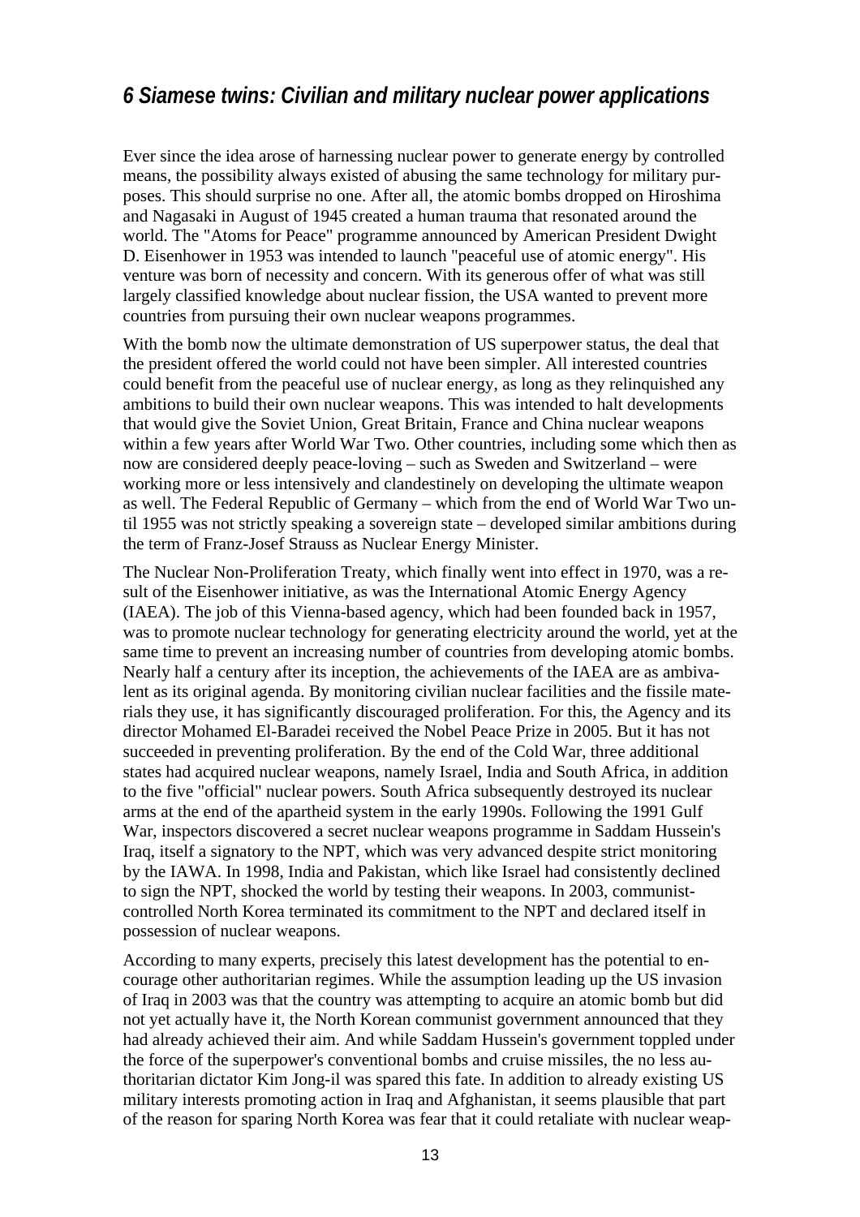## 6 Siamese twins: Civilian and military nuclear power applications

Ever since the idea arose of harnessing nuclear power to generate energy by controlled means, the possibility always existed of abusing the same technology for military purposes. This should surprise no one. After all, the atomic bombs dropped on Hiroshima and Nagasaki in August of 1945 created a human trauma that resonated around the world. The "Atoms for Peace" programme announced by American President Dwight D. Eisenhower in 1953 was intended to launch "peaceful use of atomic energy". His venture was born of necessity and concern. With its generous offer of what was still largely classified knowledge about nuclear fission, the USA wanted to prevent more countries from pursuing their own nuclear weapons programmes.

With the bomb now the ultimate demonstration of US superpower status, the deal that the president offered the world could not have been simpler. All interested countries could benefit from the peaceful use of nuclear energy, as long as they relinquished any ambitions to build their own nuclear weapons. This was intended to halt developments that would give the Soviet Union, Great Britain, France and China nuclear weapons within a few years after World War Two. Other countries, including some which then as now are considered deeply peace-loving – such as Sweden and Switzerland – were working more or less intensively and clandestinely on developing the ultimate weapon as well. The Federal Republic of Germany – which from the end of World War Two until 1955 was not strictly speaking a sovereign state – developed similar ambitions during the term of Franz-Josef Strauss as Nuclear Energy Minister.

The Nuclear Non-Proliferation Treaty, which finally went into effect in 1970, was a result of the Eisenhower initiative, as was the International Atomic Energy Agency (IAEA). The job of this Vienna-based agency, which had been founded back in 1957, was to promote nuclear technology for generating electricity around the world, yet at the same time to prevent an increasing number of countries from developing atomic bombs. Nearly half a century after its inception, the achievements of the IAEA are as ambivalent as its original agenda. By monitoring civilian nuclear facilities and the fissile materials they use, it has significantly discouraged proliferation. For this, the Agency and its director Mohamed El-Baradei received the Nobel Peace Prize in 2005. But it has not succeeded in preventing proliferation. By the end of the Cold War, three additional states had acquired nuclear weapons, namely Israel, India and South Africa, in addition to the five "official" nuclear powers. South Africa subsequently destroyed its nuclear arms at the end of the apartheid system in the early 1990s. Following the 1991 Gulf War, inspectors discovered a secret nuclear weapons programme in Saddam Hussein's Iraq, itself a signatory to the NPT, which was very advanced despite strict monitoring by the IAWA. In 1998, India and Pakistan, which like Israel had consistently declined to sign the NPT, shocked the world by testing their weapons. In 2003, communist-controlled North Korea terminated its commitment to the NPT and declared itself in possession of nuclear weapons.

According to many experts, precisely this latest development has the potential to encourage other authoritarian regimes. While the assumption leading up the US invasion of Iraq in 2003 was that the country was attempting to acquire an atomic bomb but did not yet actually have it, the North Korean communist government announced that they had already achieved their aim. And while Saddam Hussein's government toppled under the force of the superpower's conventional bombs and cruise missiles, the no less authoritarian dictator Kim Jong-il was spared this fate. In addition to already existing US military interests promoting action in Iraq and Afghanistan, it seems plausible that part of the reason for sparing North Korea was fear that it could retaliate with nuclear weap-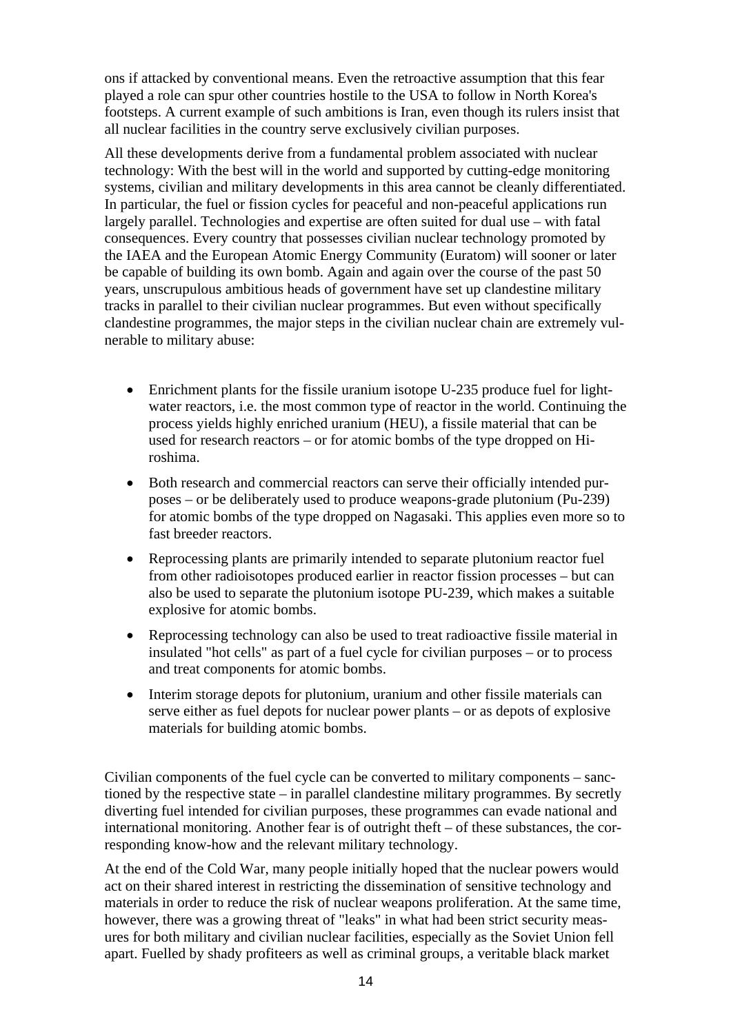ons if attacked by conventional means. Even the retroactive assumption that this fear played a role can spur other countries hostile to the USA to follow in North Korea's footsteps. A current example of such ambitions is Iran, even though its rulers insist that all nuclear facilities in the country serve exclusively civilian purposes.

All these developments derive from a fundamental problem associated with nuclear technology: With the best will in the world and supported by cutting-edge monitoring systems, civilian and military developments in this area cannot be cleanly differentiated. In particular, the fuel or fission cycles for peaceful and non-peaceful applications run largely parallel. Technologies and expertise are often suited for dual use – with fatal consequences. Every country that possesses civilian nuclear technology promoted by the IAEA and the European Atomic Energy Community (Euratom) will sooner or later be capable of building its own bomb. Again and again over the course of the past 50 years, unscrupulous ambitious heads of government have set up clandestine military tracks in parallel to their civilian nuclear programmes. But even without specifically clandestine programmes, the major steps in the civilian nuclear chain are extremely vulnerable to military abuse:

- Enrichment plants for the fissile uranium isotope U-235 produce fuel for light-water reactors, i.e. the most common type of reactor in the world. Continuing the process yields highly enriched uranium (HEU), a fissile material that can be used for research reactors – or for atomic bombs of the type dropped on Hiroshima.
- Both research and commercial reactors can serve their officially intended purposes – or be deliberately used to produce weapons-grade plutonium (Pu-239) for atomic bombs of the type dropped on Nagasaki. This applies even more so to fast breeder reactors.
- Reprocessing plants are primarily intended to separate plutonium reactor fuel from other radioisotopes produced earlier in reactor fission processes – but can also be used to separate the plutonium isotope PU-239, which makes a suitable explosive for atomic bombs.
- Reprocessing technology can also be used to treat radioactive fissile material in insulated "hot cells" as part of a fuel cycle for civilian purposes – or to process and treat components for atomic bombs.
- Interim storage depots for plutonium, uranium and other fissile materials can serve either as fuel depots for nuclear power plants – or as depots of explosive materials for building atomic bombs.

Civilian components of the fuel cycle can be converted to military components – sanctioned by the respective state – in parallel clandestine military programmes. By secretly diverting fuel intended for civilian purposes, these programmes can evade national and international monitoring. Another fear is of outright theft – of these substances, the corresponding know-how and the relevant military technology.

At the end of the Cold War, many people initially hoped that the nuclear powers would act on their shared interest in restricting the dissemination of sensitive technology and materials in order to reduce the risk of nuclear weapons proliferation. At the same time, however, there was a growing threat of "leaks" in what had been strict security measures for both military and civilian nuclear facilities, especially as the Soviet Union fell apart. Fuelled by shady profiteers as well as criminal groups, a veritable black market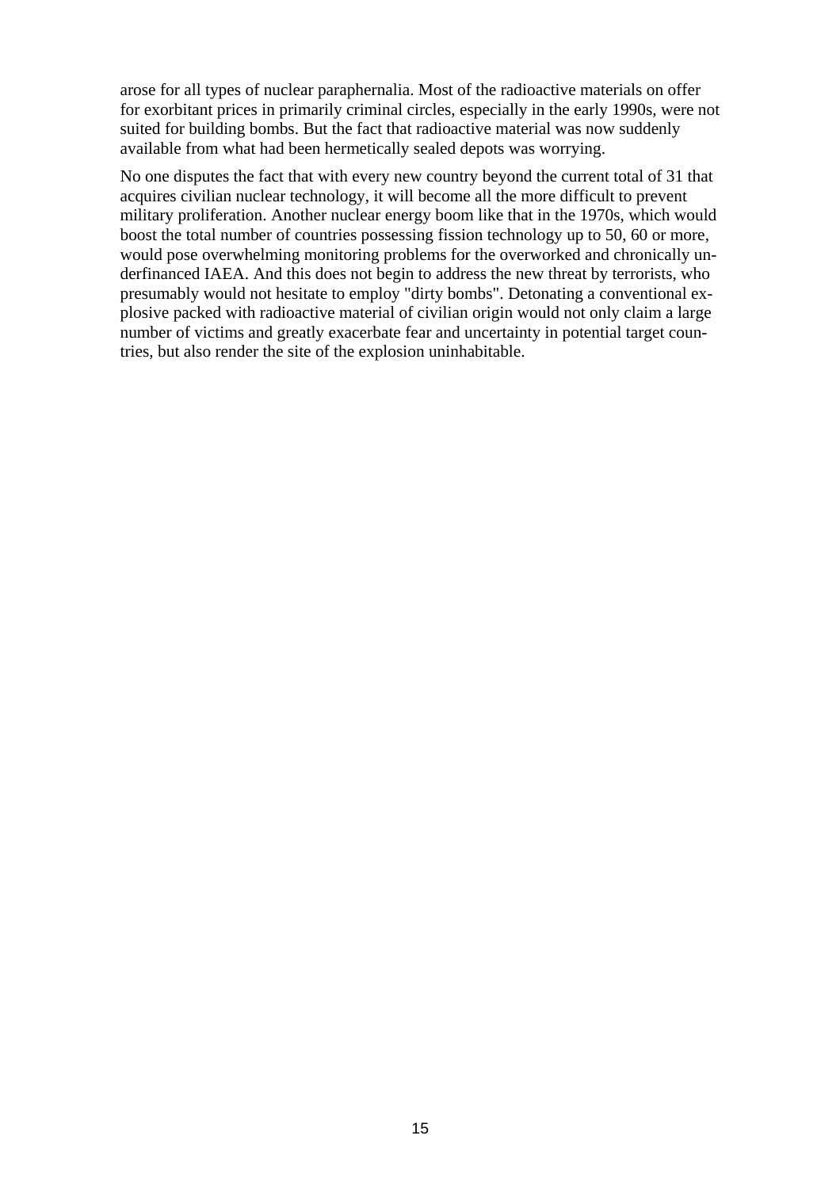arose for all types of nuclear paraphernalia. Most of the radioactive materials on offer for exorbitant prices in primarily criminal circles, especially in the early 1990s, were not suited for building bombs. But the fact that radioactive material was now suddenly available from what had been hermetically sealed depots was worrying.

No one disputes the fact that with every new country beyond the current total of 31 that acquires civilian nuclear technology, it will become all the more difficult to prevent military proliferation. Another nuclear energy boom like that in the 1970s, which would boost the total number of countries possessing fission technology up to 50, 60 or more, would pose overwhelming monitoring problems for the overworked and chronically underfinanced IAEA. And this does not begin to address the new threat by terrorists, who presumably would not hesitate to employ "dirty bombs". Detonating a conventional explosive packed with radioactive material of civilian origin would not only claim a large number of victims and greatly exacerbate fear and uncertainty in potential target countries, but also render the site of the explosion uninhabitable.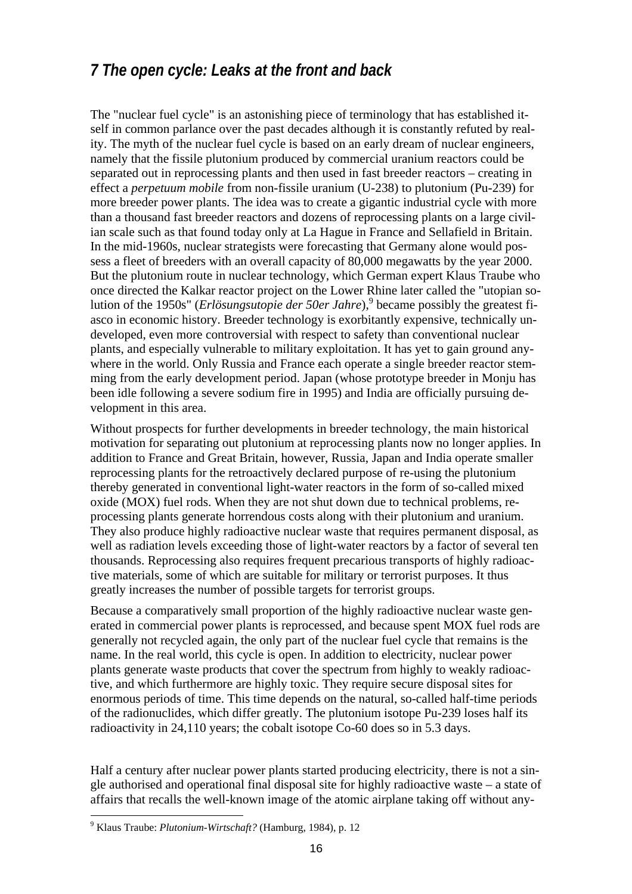## *7 The open cycle: Leaks at the front and back*

The "nuclear fuel cycle" is an astonishing piece of terminology that has established itself in common parlance over the past decades although it is constantly refuted by reality. The myth of the nuclear fuel cycle is based on an early dream of nuclear engineers, namely that the fissile plutonium produced by commercial uranium reactors could be separated out in reprocessing plants and then used in fast breeder reactors – creating in effect a *perpetuum mobile* from non-fissile uranium (U-238) to plutonium (Pu-239) for more breeder power plants. The idea was to create a gigantic industrial cycle with more than a thousand fast breeder reactors and dozens of reprocessing plants on a large civilian scale such as that found today only at La Hague in France and Sellafield in Britain. In the mid-1960s, nuclear strategists were forecasting that Germany alone would possess a fleet of breeders with an overall capacity of 80,000 megawatts by the year 2000. But the plutonium route in nuclear technology, which German expert Klaus Traube who once directed the Kalkar reactor project on the Lower Rhine later called the "utopian solution of the 1950s" (*Erlösungsutopie der 50er Jahre*),[9] became possibly the greatest fiasco in economic history. Breeder technology is exorbitantly expensive, technically undeveloped, even more controversial with respect to safety than conventional nuclear plants, and especially vulnerable to military exploitation. It has yet to gain ground anywhere in the world. Only Russia and France each operate a single breeder reactor stemming from the early development period. Japan (whose prototype breeder in Monju has been idle following a severe sodium fire in 1995) and India are officially pursuing development in this area.

Without prospects for further developments in breeder technology, the main historical motivation for separating out plutonium at reprocessing plants now no longer applies. In addition to France and Great Britain, however, Russia, Japan and India operate smaller reprocessing plants for the retroactively declared purpose of re-using the plutonium thereby generated in conventional light-water reactors in the form of so-called mixed oxide (MOX) fuel rods. When they are not shut down due to technical problems, reprocessing plants generate horrendous costs along with their plutonium and uranium. They also produce highly radioactive nuclear waste that requires permanent disposal, as well as radiation levels exceeding those of light-water reactors by a factor of several ten thousands. Reprocessing also requires frequent precarious transports of highly radioactive materials, some of which are suitable for military or terrorist purposes. It thus greatly increases the number of possible targets for terrorist groups.

Because a comparatively small proportion of the highly radioactive nuclear waste generated in commercial power plants is reprocessed, and because spent MOX fuel rods are generally not recycled again, the only part of the nuclear fuel cycle that remains is the name. In the real world, this cycle is open. In addition to electricity, nuclear power plants generate waste products that cover the spectrum from highly to weakly radioactive, and which furthermore are highly toxic. They require secure disposal sites for enormous periods of time. This time depends on the natural, so-called half-time periods of the radionuclides, which differ greatly. The plutonium isotope Pu-239 loses half its radioactivity in 24,110 years; the cobalt isotope Co-60 does so in 5.3 days.

Half a century after nuclear power plants started producing electricity, there is not a single authorised and operational final disposal site for highly radioactive waste – a state of affairs that recalls the well-known image of the atomic airplane taking off without any-

[9] Klaus Traube: *Plutonium-Wirtschaft?* (Hamburg, 1984), p. 12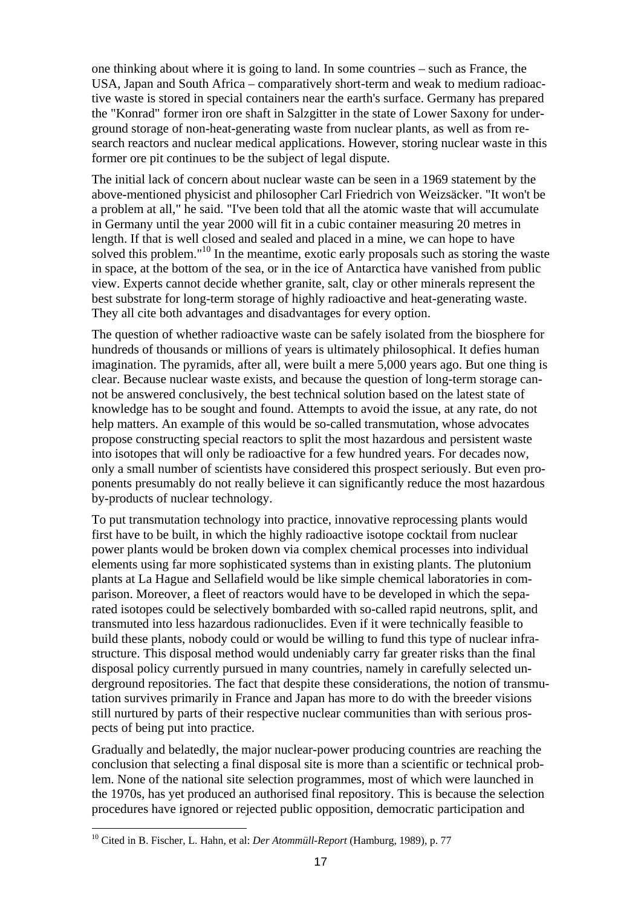one thinking about where it is going to land. In some countries – such as France, the USA, Japan and South Africa – comparatively short-term and weak to medium radioactive waste is stored in special containers near the earth's surface. Germany has prepared the "Konrad" former iron ore shaft in Salzgitter in the state of Lower Saxony for underground storage of non-heat-generating waste from nuclear plants, as well as from research reactors and nuclear medical applications. However, storing nuclear waste in this former ore pit continues to be the subject of legal dispute.

The initial lack of concern about nuclear waste can be seen in a 1969 statement by the above-mentioned physicist and philosopher Carl Friedrich von Weizsäcker. "It won't be a problem at all," he said. "I've been told that all the atomic waste that will accumulate in Germany until the year 2000 will fit in a cubic container measuring 20 metres in length. If that is well closed and sealed and placed in a mine, we can hope to have solved this problem."[10] In the meantime, exotic early proposals such as storing the waste in space, at the bottom of the sea, or in the ice of Antarctica have vanished from public view. Experts cannot decide whether granite, salt, clay or other minerals represent the best substrate for long-term storage of highly radioactive and heat-generating waste. They all cite both advantages and disadvantages for every option.

The question of whether radioactive waste can be safely isolated from the biosphere for hundreds of thousands or millions of years is ultimately philosophical. It defies human imagination. The pyramids, after all, were built a mere 5,000 years ago. But one thing is clear. Because nuclear waste exists, and because the question of long-term storage cannot be answered conclusively, the best technical solution based on the latest state of knowledge has to be sought and found. Attempts to avoid the issue, at any rate, do not help matters. An example of this would be so-called transmutation, whose advocates propose constructing special reactors to split the most hazardous and persistent waste into isotopes that will only be radioactive for a few hundred years. For decades now, only a small number of scientists have considered this prospect seriously. But even proponents presumably do not really believe it can significantly reduce the most hazardous by-products of nuclear technology.

To put transmutation technology into practice, innovative reprocessing plants would first have to be built, in which the highly radioactive isotope cocktail from nuclear power plants would be broken down via complex chemical processes into individual elements using far more sophisticated systems than in existing plants. The plutonium plants at La Hague and Sellafield would be like simple chemical laboratories in comparison. Moreover, a fleet of reactors would have to be developed in which the separated isotopes could be selectively bombarded with so-called rapid neutrons, split, and transmuted into less hazardous radionuclides. Even if it were technically feasible to build these plants, nobody could or would be willing to fund this type of nuclear infrastructure. This disposal method would undeniably carry far greater risks than the final disposal policy currently pursued in many countries, namely in carefully selected underground repositories. The fact that despite these considerations, the notion of transmutation survives primarily in France and Japan has more to do with the breeder visions still nurtured by parts of their respective nuclear communities than with serious prospects of being put into practice.

Gradually and belatedly, the major nuclear-power producing countries are reaching the conclusion that selecting a final disposal site is more than a scientific or technical problem. None of the national site selection programmes, most of which were launched in the 1970s, has yet produced an authorised final repository. This is because the selection procedures have ignored or rejected public opposition, democratic participation and

[10] Cited in B. Fischer, L. Hahn, et al: *Der Atommüll-Report* (Hamburg, 1989), p. 77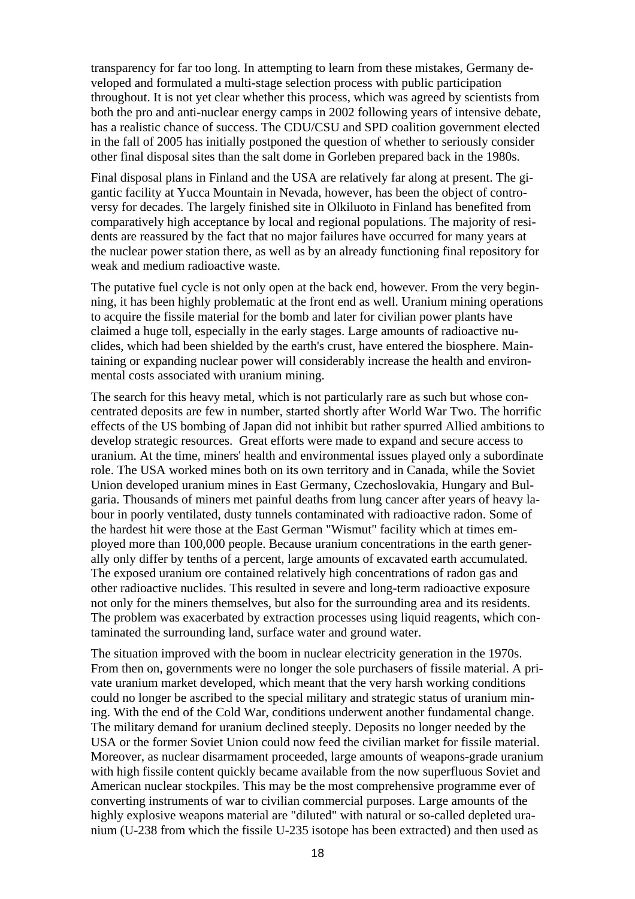transparency for far too long. In attempting to learn from these mistakes, Germany developed and formulated a multi-stage selection process with public participation throughout. It is not yet clear whether this process, which was agreed by scientists from both the pro and anti-nuclear energy camps in 2002 following years of intensive debate, has a realistic chance of success. The CDU/CSU and SPD coalition government elected in the fall of 2005 has initially postponed the question of whether to seriously consider other final disposal sites than the salt dome in Gorleben prepared back in the 1980s.

Final disposal plans in Finland and the USA are relatively far along at present. The gigantic facility at Yucca Mountain in Nevada, however, has been the object of controversy for decades. The largely finished site in Olkiluoto in Finland has benefited from comparatively high acceptance by local and regional populations. The majority of residents are reassured by the fact that no major failures have occurred for many years at the nuclear power station there, as well as by an already functioning final repository for weak and medium radioactive waste.

The putative fuel cycle is not only open at the back end, however. From the very beginning, it has been highly problematic at the front end as well. Uranium mining operations to acquire the fissile material for the bomb and later for civilian power plants have claimed a huge toll, especially in the early stages. Large amounts of radioactive nuclides, which had been shielded by the earth's crust, have entered the biosphere. Maintaining or expanding nuclear power will considerably increase the health and environmental costs associated with uranium mining.

The search for this heavy metal, which is not particularly rare as such but whose concentrated deposits are few in number, started shortly after World War Two. The horrific effects of the US bombing of Japan did not inhibit but rather spurred Allied ambitions to develop strategic resources. Great efforts were made to expand and secure access to uranium. At the time, miners' health and environmental issues played only a subordinate role. The USA worked mines both on its own territory and in Canada, while the Soviet Union developed uranium mines in East Germany, Czechoslovakia, Hungary and Bulgaria. Thousands of miners met painful deaths from lung cancer after years of heavy labour in poorly ventilated, dusty tunnels contaminated with radioactive radon. Some of the hardest hit were those at the East German "Wismut" facility which at times employed more than 100,000 people. Because uranium concentrations in the earth generally only differ by tenths of a percent, large amounts of excavated earth accumulated. The exposed uranium ore contained relatively high concentrations of radon gas and other radioactive nuclides. This resulted in severe and long-term radioactive exposure not only for the miners themselves, but also for the surrounding area and its residents. The problem was exacerbated by extraction processes using liquid reagents, which contaminated the surrounding land, surface water and ground water.

The situation improved with the boom in nuclear electricity generation in the 1970s. From then on, governments were no longer the sole purchasers of fissile material. A private uranium market developed, which meant that the very harsh working conditions could no longer be ascribed to the special military and strategic status of uranium mining. With the end of the Cold War, conditions underwent another fundamental change. The military demand for uranium declined steeply. Deposits no longer needed by the USA or the former Soviet Union could now feed the civilian market for fissile material. Moreover, as nuclear disarmament proceeded, large amounts of weapons-grade uranium with high fissile content quickly became available from the now superfluous Soviet and American nuclear stockpiles. This may be the most comprehensive programme ever of converting instruments of war to civilian commercial purposes. Large amounts of the highly explosive weapons material are "diluted" with natural or so-called depleted uranium (U-238 from which the fissile U-235 isotope has been extracted) and then used as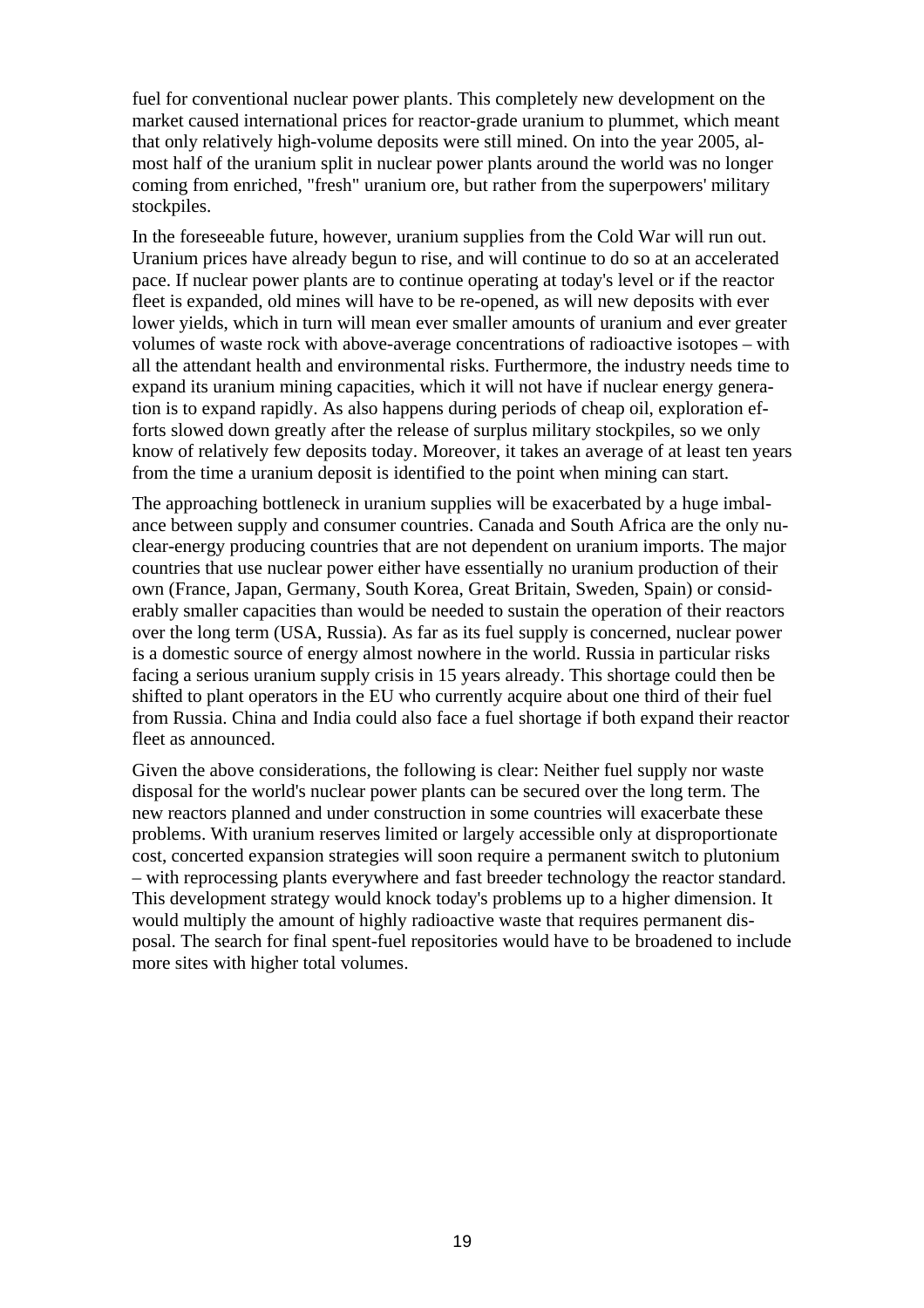fuel for conventional nuclear power plants. This completely new development on the market caused international prices for reactor-grade uranium to plummet, which meant that only relatively high-volume deposits were still mined. On into the year 2005, almost half of the uranium split in nuclear power plants around the world was no longer coming from enriched, "fresh" uranium ore, but rather from the superpowers' military stockpiles.

In the foreseeable future, however, uranium supplies from the Cold War will run out. Uranium prices have already begun to rise, and will continue to do so at an accelerated pace. If nuclear power plants are to continue operating at today's level or if the reactor fleet is expanded, old mines will have to be re-opened, as will new deposits with ever lower yields, which in turn will mean ever smaller amounts of uranium and ever greater volumes of waste rock with above-average concentrations of radioactive isotopes – with all the attendant health and environmental risks. Furthermore, the industry needs time to expand its uranium mining capacities, which it will not have if nuclear energy generation is to expand rapidly. As also happens during periods of cheap oil, exploration efforts slowed down greatly after the release of surplus military stockpiles, so we only know of relatively few deposits today. Moreover, it takes an average of at least ten years from the time a uranium deposit is identified to the point when mining can start.

The approaching bottleneck in uranium supplies will be exacerbated by a huge imbalance between supply and consumer countries. Canada and South Africa are the only nuclear-energy producing countries that are not dependent on uranium imports. The major countries that use nuclear power either have essentially no uranium production of their own (France, Japan, Germany, South Korea, Great Britain, Sweden, Spain) or considerably smaller capacities than would be needed to sustain the operation of their reactors over the long term (USA, Russia). As far as its fuel supply is concerned, nuclear power is a domestic source of energy almost nowhere in the world. Russia in particular risks facing a serious uranium supply crisis in 15 years already. This shortage could then be shifted to plant operators in the EU who currently acquire about one third of their fuel from Russia. China and India could also face a fuel shortage if both expand their reactor fleet as announced.

Given the above considerations, the following is clear: Neither fuel supply nor waste disposal for the world's nuclear power plants can be secured over the long term. The new reactors planned and under construction in some countries will exacerbate these problems. With uranium reserves limited or largely accessible only at disproportionate cost, concerted expansion strategies will soon require a permanent switch to plutonium – with reprocessing plants everywhere and fast breeder technology the reactor standard. This development strategy would knock today's problems up to a higher dimension. It would multiply the amount of highly radioactive waste that requires permanent disposal. The search for final spent-fuel repositories would have to be broadened to include more sites with higher total volumes.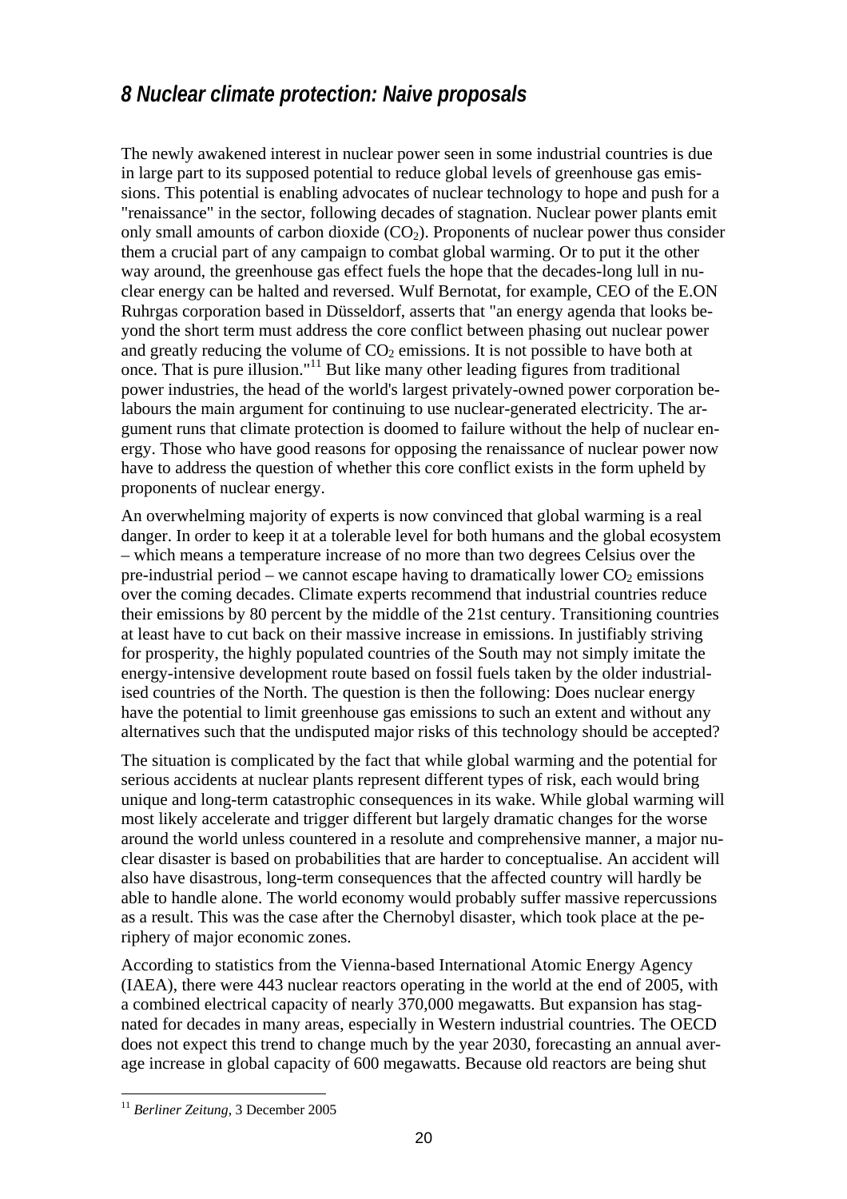## *8 Nuclear climate protection: Naive proposals*

The newly awakened interest in nuclear power seen in some industrial countries is due in large part to its supposed potential to reduce global levels of greenhouse gas emissions. This potential is enabling advocates of nuclear technology to hope and push for a "renaissance" in the sector, following decades of stagnation. Nuclear power plants emit only small amounts of carbon dioxide ($CO_2$). Proponents of nuclear power thus consider them a crucial part of any campaign to combat global warming. Or to put it the other way around, the greenhouse gas effect fuels the hope that the decades-long lull in nuclear energy can be halted and reversed. Wulf Bernotat, for example, CEO of the E.ON Ruhrgas corporation based in Düsseldorf, asserts that "an energy agenda that looks beyond the short term must address the core conflict between phasing out nuclear power and greatly reducing the volume of $CO_2$ emissions. It is not possible to have both at once. That is pure illusion."[11] But like many other leading figures from traditional power industries, the head of the world's largest privately-owned power corporation belabours the main argument for continuing to use nuclear-generated electricity. The argument runs that climate protection is doomed to failure without the help of nuclear energy. Those who have good reasons for opposing the renaissance of nuclear power now have to address the question of whether this core conflict exists in the form upheld by proponents of nuclear energy.

An overwhelming majority of experts is now convinced that global warming is a real danger. In order to keep it at a tolerable level for both humans and the global ecosystem – which means a temperature increase of no more than two degrees Celsius over the pre-industrial period – we cannot escape having to dramatically lower $CO_2$ emissions over the coming decades. Climate experts recommend that industrial countries reduce their emissions by 80 percent by the middle of the 21st century. Transitioning countries at least have to cut back on their massive increase in emissions. In justifiably striving for prosperity, the highly populated countries of the South may not simply imitate the energy-intensive development route based on fossil fuels taken by the older industrialised countries of the North. The question is then the following: Does nuclear energy have the potential to limit greenhouse gas emissions to such an extent and without any alternatives such that the undisputed major risks of this technology should be accepted?

The situation is complicated by the fact that while global warming and the potential for serious accidents at nuclear plants represent different types of risk, each would bring unique and long-term catastrophic consequences in its wake. While global warming will most likely accelerate and trigger different but largely dramatic changes for the worse around the world unless countered in a resolute and comprehensive manner, a major nuclear disaster is based on probabilities that are harder to conceptualise. An accident will also have disastrous, long-term consequences that the affected country will hardly be able to handle alone. The world economy would probably suffer massive repercussions as a result. This was the case after the Chernobyl disaster, which took place at the periphery of major economic zones.

According to statistics from the Vienna-based International Atomic Energy Agency (IAEA), there were 443 nuclear reactors operating in the world at the end of 2005, with a combined electrical capacity of nearly 370,000 megawatts. But expansion has stagnated for decades in many areas, especially in Western industrial countries. The OECD does not expect this trend to change much by the year 2030, forecasting an annual average increase in global capacity of 600 megawatts. Because old reactors are being shut

[11] *Berliner Zeitung*, 3 December 2005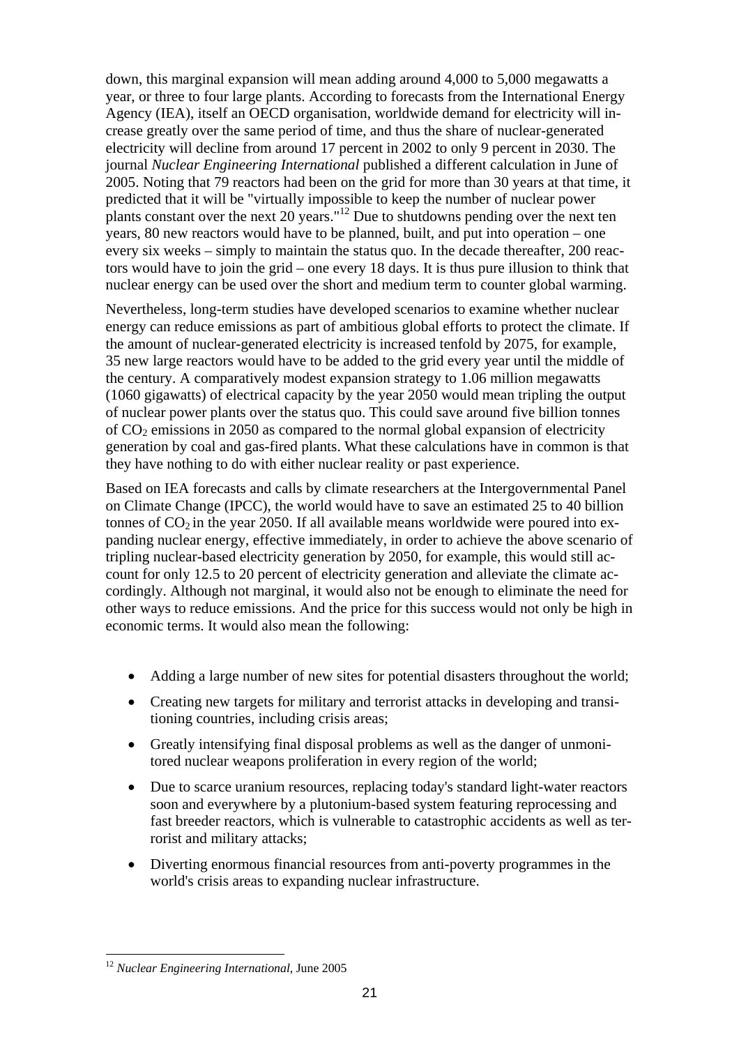down, this marginal expansion will mean adding around 4,000 to 5,000 megawatts a year, or three to four large plants. According to forecasts from the International Energy Agency (IEA), itself an OECD organisation, worldwide demand for electricity will increase greatly over the same period of time, and thus the share of nuclear-generated electricity will decline from around 17 percent in 2002 to only 9 percent in 2030. The journal *Nuclear Engineering International* published a different calculation in June of 2005. Noting that 79 reactors had been on the grid for more than 30 years at that time, it predicted that it will be "virtually impossible to keep the number of nuclear power plants constant over the next 20 years."[12] Due to shutdowns pending over the next ten years, 80 new reactors would have to be planned, built, and put into operation – one every six weeks – simply to maintain the status quo. In the decade thereafter, 200 reactors would have to join the grid – one every 18 days. It is thus pure illusion to think that nuclear energy can be used over the short and medium term to counter global warming.

Nevertheless, long-term studies have developed scenarios to examine whether nuclear energy can reduce emissions as part of ambitious global efforts to protect the climate. If the amount of nuclear-generated electricity is increased tenfold by 2075, for example, 35 new large reactors would have to be added to the grid every year until the middle of the century. A comparatively modest expansion strategy to 1.06 million megawatts (1060 gigawatts) of electrical capacity by the year 2050 would mean tripling the output of nuclear power plants over the status quo. This could save around five billion tonnes of $CO_2$ emissions in 2050 as compared to the normal global expansion of electricity generation by coal and gas-fired plants. What these calculations have in common is that they have nothing to do with either nuclear reality or past experience.

Based on IEA forecasts and calls by climate researchers at the Intergovernmental Panel on Climate Change (IPCC), the world would have to save an estimated 25 to 40 billion tonnes of $CO_2$ in the year 2050. If all available means worldwide were poured into expanding nuclear energy, effective immediately, in order to achieve the above scenario of tripling nuclear-based electricity generation by 2050, for example, this would still account for only 12.5 to 20 percent of electricity generation and alleviate the climate accordingly. Although not marginal, it would also not be enough to eliminate the need for other ways to reduce emissions. And the price for this success would not only be high in economic terms. It would also mean the following:

- Adding a large number of new sites for potential disasters throughout the world;
- Creating new targets for military and terrorist attacks in developing and transitioning countries, including crisis areas;
- Greatly intensifying final disposal problems as well as the danger of unmonitored nuclear weapons proliferation in every region of the world;
- Due to scarce uranium resources, replacing today's standard light-water reactors soon and everywhere by a plutonium-based system featuring reprocessing and fast breeder reactors, which is vulnerable to catastrophic accidents as well as terrorist and military attacks;
- Diverting enormous financial resources from anti-poverty programmes in the world's crisis areas to expanding nuclear infrastructure.

[12] *Nuclear Engineering International*, June 2005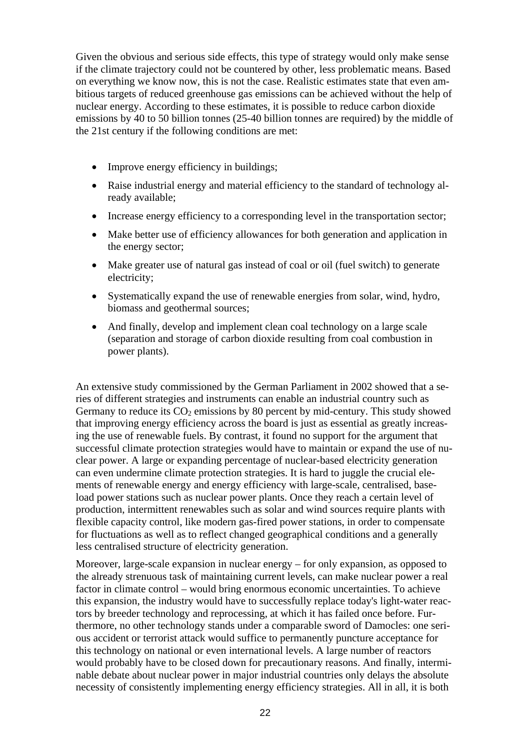Given the obvious and serious side effects, this type of strategy would only make sense if the climate trajectory could not be countered by other, less problematic means. Based on everything we know now, this is not the case. Realistic estimates state that even ambitious targets of reduced greenhouse gas emissions can be achieved without the help of nuclear energy. According to these estimates, it is possible to reduce carbon dioxide emissions by 40 to 50 billion tonnes (25-40 billion tonnes are required) by the middle of the 21st century if the following conditions are met:

- Improve energy efficiency in buildings;
- Raise industrial energy and material efficiency to the standard of technology already available;
- Increase energy efficiency to a corresponding level in the transportation sector;
- Make better use of efficiency allowances for both generation and application in the energy sector;
- Make greater use of natural gas instead of coal or oil (fuel switch) to generate electricity;
- Systematically expand the use of renewable energies from solar, wind, hydro, biomass and geothermal sources;
- And finally, develop and implement clean coal technology on a large scale (separation and storage of carbon dioxide resulting from coal combustion in power plants).

An extensive study commissioned by the German Parliament in 2002 showed that a series of different strategies and instruments can enable an industrial country such as Germany to reduce its $CO_2$ emissions by 80 percent by mid-century. This study showed that improving energy efficiency across the board is just as essential as greatly increasing the use of renewable fuels. By contrast, it found no support for the argument that successful climate protection strategies would have to maintain or expand the use of nuclear power. A large or expanding percentage of nuclear-based electricity generation can even undermine climate protection strategies. It is hard to juggle the crucial elements of renewable energy and energy efficiency with large-scale, centralised, base-load power stations such as nuclear power plants. Once they reach a certain level of production, intermittent renewables such as solar and wind sources require plants with flexible capacity control, like modern gas-fired power stations, in order to compensate for fluctuations as well as to reflect changed geographical conditions and a generally less centralised structure of electricity generation.

Moreover, large-scale expansion in nuclear energy – for only expansion, as opposed to the already strenuous task of maintaining current levels, can make nuclear power a real factor in climate control – would bring enormous economic uncertainties. To achieve this expansion, the industry would have to successfully replace today's light-water reactors by breeder technology and reprocessing, at which it has failed once before. Furthermore, no other technology stands under a comparable sword of Damocles: one serious accident or terrorist attack would suffice to permanently puncture acceptance for this technology on national or even international levels. A large number of reactors would probably have to be closed down for precautionary reasons. And finally, interminable debate about nuclear power in major industrial countries only delays the absolute necessity of consistently implementing energy efficiency strategies. All in all, it is both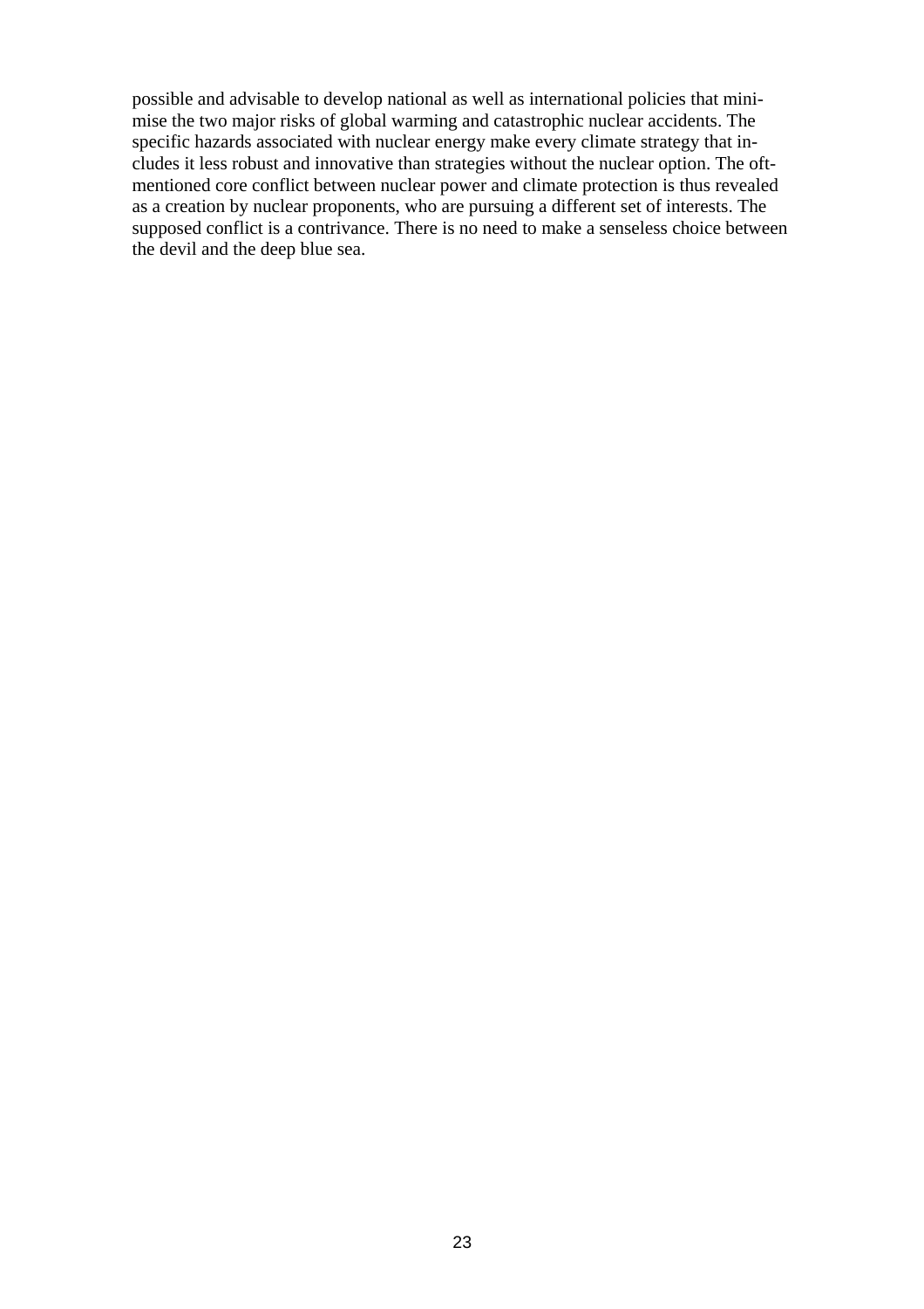possible and advisable to develop national as well as international policies that minimise the two major risks of global warming and catastrophic nuclear accidents. The specific hazards associated with nuclear energy make every climate strategy that includes it less robust and innovative than strategies without the nuclear option. The oft-mentioned core conflict between nuclear power and climate protection is thus revealed as a creation by nuclear proponents, who are pursuing a different set of interests. The supposed conflict is a contrivance. There is no need to make a senseless choice between the devil and the deep blue sea.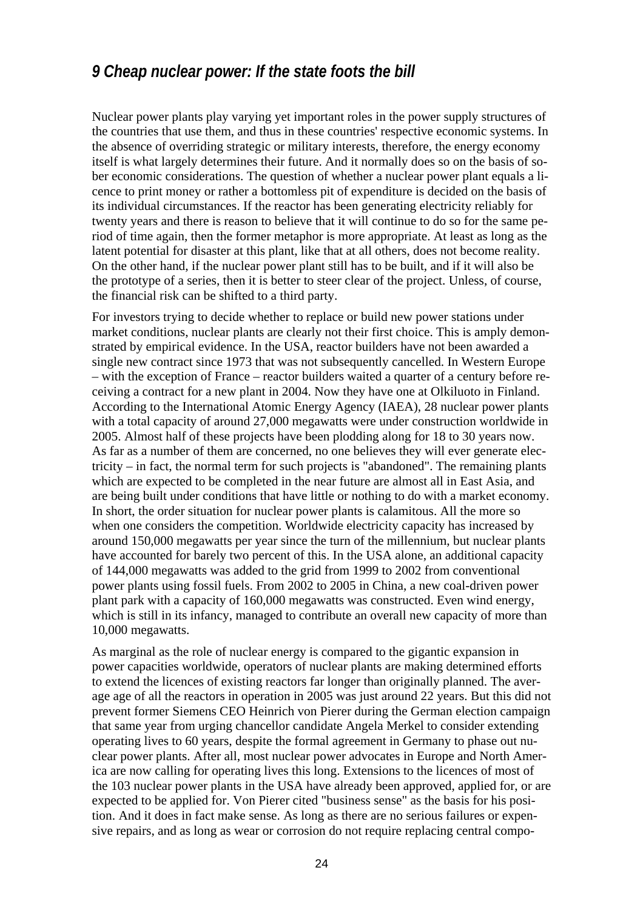# *9 Cheap nuclear power: If the state foots the bill*

Nuclear power plants play varying yet important roles in the power supply structures of the countries that use them, and thus in these countries' respective economic systems. In the absence of overriding strategic or military interests, therefore, the energy economy itself is what largely determines their future. And it normally does so on the basis of sober economic considerations. The question of whether a nuclear power plant equals a licence to print money or rather a bottomless pit of expenditure is decided on the basis of its individual circumstances. If the reactor has been generating electricity reliably for twenty years and there is reason to believe that it will continue to do so for the same period of time again, then the former metaphor is more appropriate. At least as long as the latent potential for disaster at this plant, like that at all others, does not become reality. On the other hand, if the nuclear power plant still has to be built, and if it will also be the prototype of a series, then it is better to steer clear of the project. Unless, of course, the financial risk can be shifted to a third party.

For investors trying to decide whether to replace or build new power stations under market conditions, nuclear plants are clearly not their first choice. This is amply demonstrated by empirical evidence. In the USA, reactor builders have not been awarded a single new contract since 1973 that was not subsequently cancelled. In Western Europe – with the exception of France – reactor builders waited a quarter of a century before receiving a contract for a new plant in 2004. Now they have one at Olkiluoto in Finland. According to the International Atomic Energy Agency (IAEA), 28 nuclear power plants with a total capacity of around 27,000 megawatts were under construction worldwide in 2005. Almost half of these projects have been plodding along for 18 to 30 years now. As far as a number of them are concerned, no one believes they will ever generate electricity – in fact, the normal term for such projects is "abandoned". The remaining plants which are expected to be completed in the near future are almost all in East Asia, and are being built under conditions that have little or nothing to do with a market economy. In short, the order situation for nuclear power plants is calamitous. All the more so when one considers the competition. Worldwide electricity capacity has increased by around 150,000 megawatts per year since the turn of the millennium, but nuclear plants have accounted for barely two percent of this. In the USA alone, an additional capacity of 144,000 megawatts was added to the grid from 1999 to 2002 from conventional power plants using fossil fuels. From 2002 to 2005 in China, a new coal-driven power plant park with a capacity of 160,000 megawatts was constructed. Even wind energy, which is still in its infancy, managed to contribute an overall new capacity of more than 10,000 megawatts.

As marginal as the role of nuclear energy is compared to the gigantic expansion in power capacities worldwide, operators of nuclear plants are making determined efforts to extend the licences of existing reactors far longer than originally planned. The average age of all the reactors in operation in 2005 was just around 22 years. But this did not prevent former Siemens CEO Heinrich von Pierer during the German election campaign that same year from urging chancellor candidate Angela Merkel to consider extending operating lives to 60 years, despite the formal agreement in Germany to phase out nuclear power plants. After all, most nuclear power advocates in Europe and North America are now calling for operating lives this long. Extensions to the licences of most of the 103 nuclear power plants in the USA have already been approved, applied for, or are expected to be applied for. Von Pierer cited "business sense" as the basis for his position. And it does in fact make sense. As long as there are no serious failures or expensive repairs, and as long as wear or corrosion do not require replacing central compo-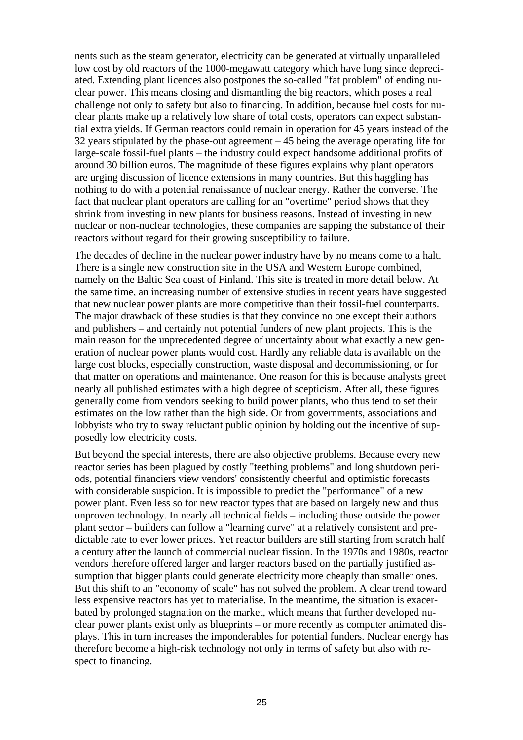nents such as the steam generator, electricity can be generated at virtually unparalleled low cost by old reactors of the 1000-megawatt category which have long since depreciated. Extending plant licences also postpones the so-called "fat problem" of ending nuclear power. This means closing and dismantling the big reactors, which poses a real challenge not only to safety but also to financing. In addition, because fuel costs for nuclear plants make up a relatively low share of total costs, operators can expect substantial extra yields. If German reactors could remain in operation for 45 years instead of the 32 years stipulated by the phase-out agreement – 45 being the average operating life for large-scale fossil-fuel plants – the industry could expect handsome additional profits of around 30 billion euros. The magnitude of these figures explains why plant operators are urging discussion of licence extensions in many countries. But this haggling has nothing to do with a potential renaissance of nuclear energy. Rather the converse. The fact that nuclear plant operators are calling for an "overtime" period shows that they shrink from investing in new plants for business reasons. Instead of investing in new nuclear or non-nuclear technologies, these companies are sapping the substance of their reactors without regard for their growing susceptibility to failure.

The decades of decline in the nuclear power industry have by no means come to a halt. There is a single new construction site in the USA and Western Europe combined, namely on the Baltic Sea coast of Finland. This site is treated in more detail below. At the same time, an increasing number of extensive studies in recent years have suggested that new nuclear power plants are more competitive than their fossil-fuel counterparts. The major drawback of these studies is that they convince no one except their authors and publishers – and certainly not potential funders of new plant projects. This is the main reason for the unprecedented degree of uncertainty about what exactly a new generation of nuclear power plants would cost. Hardly any reliable data is available on the large cost blocks, especially construction, waste disposal and decommissioning, or for that matter on operations and maintenance. One reason for this is because analysts greet nearly all published estimates with a high degree of scepticism. After all, these figures generally come from vendors seeking to build power plants, who thus tend to set their estimates on the low rather than the high side. Or from governments, associations and lobbyists who try to sway reluctant public opinion by holding out the incentive of supposedly low electricity costs.

But beyond the special interests, there are also objective problems. Because every new reactor series has been plagued by costly "teething problems" and long shutdown periods, potential financiers view vendors' consistently cheerful and optimistic forecasts with considerable suspicion. It is impossible to predict the "performance" of a new power plant. Even less so for new reactor types that are based on largely new and thus unproven technology. In nearly all technical fields – including those outside the power plant sector – builders can follow a "learning curve" at a relatively consistent and predictable rate to ever lower prices. Yet reactor builders are still starting from scratch half a century after the launch of commercial nuclear fission. In the 1970s and 1980s, reactor vendors therefore offered larger and larger reactors based on the partially justified assumption that bigger plants could generate electricity more cheaply than smaller ones. But this shift to an "economy of scale" has not solved the problem. A clear trend toward less expensive reactors has yet to materialise. In the meantime, the situation is exacerbated by prolonged stagnation on the market, which means that further developed nuclear power plants exist only as blueprints – or more recently as computer animated displays. This in turn increases the imponderables for potential funders. Nuclear energy has therefore become a high-risk technology not only in terms of safety but also with respect to financing.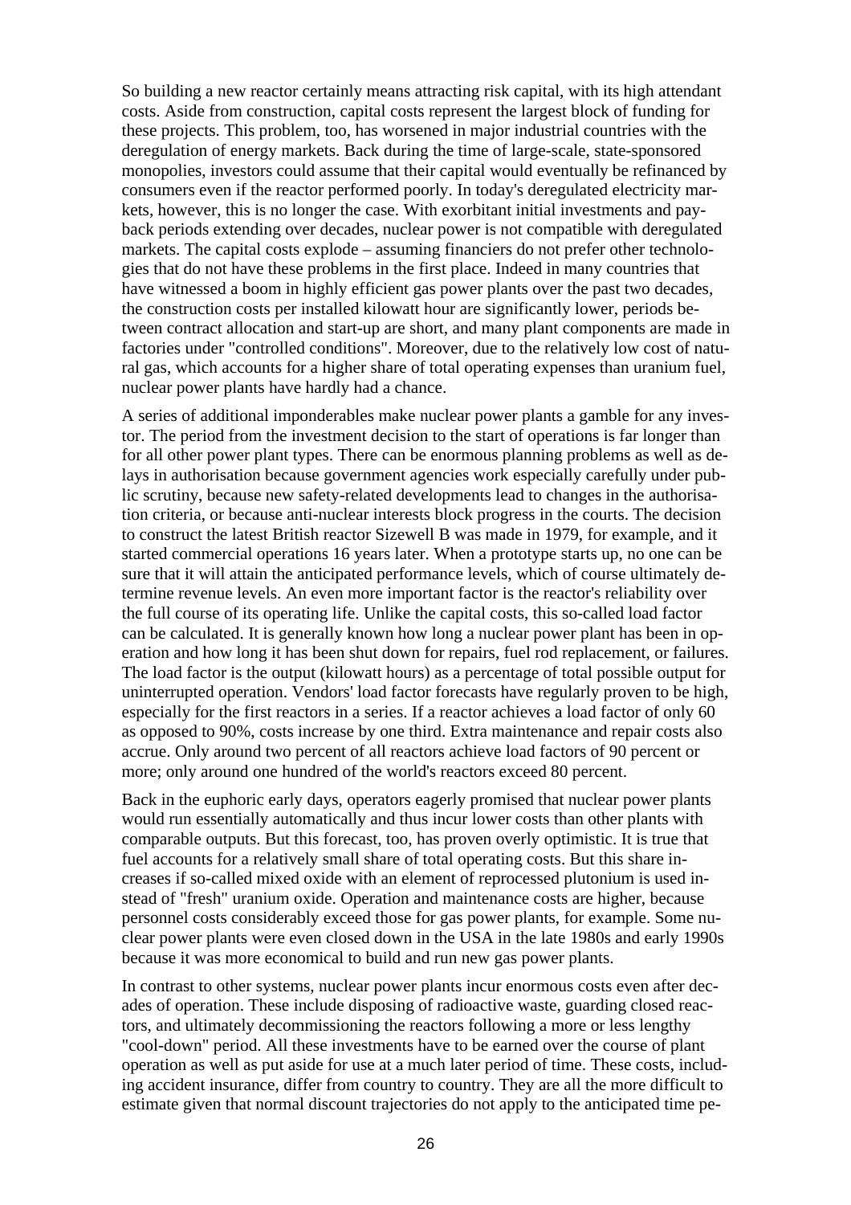So building a new reactor certainly means attracting risk capital, with its high attendant costs. Aside from construction, capital costs represent the largest block of funding for these projects. This problem, too, has worsened in major industrial countries with the deregulation of energy markets. Back during the time of large-scale, state-sponsored monopolies, investors could assume that their capital would eventually be refinanced by consumers even if the reactor performed poorly. In today's deregulated electricity markets, however, this is no longer the case. With exorbitant initial investments and payback periods extending over decades, nuclear power is not compatible with deregulated markets. The capital costs explode – assuming financiers do not prefer other technologies that do not have these problems in the first place. Indeed in many countries that have witnessed a boom in highly efficient gas power plants over the past two decades, the construction costs per installed kilowatt hour are significantly lower, periods between contract allocation and start-up are short, and many plant components are made in factories under "controlled conditions". Moreover, due to the relatively low cost of natural gas, which accounts for a higher share of total operating expenses than uranium fuel, nuclear power plants have hardly had a chance.

A series of additional imponderables make nuclear power plants a gamble for any investor. The period from the investment decision to the start of operations is far longer than for all other power plant types. There can be enormous planning problems as well as delays in authorisation because government agencies work especially carefully under public scrutiny, because new safety-related developments lead to changes in the authorisation criteria, or because anti-nuclear interests block progress in the courts. The decision to construct the latest British reactor Sizewell B was made in 1979, for example, and it started commercial operations 16 years later. When a prototype starts up, no one can be sure that it will attain the anticipated performance levels, which of course ultimately determine revenue levels. An even more important factor is the reactor's reliability over the full course of its operating life. Unlike the capital costs, this so-called load factor can be calculated. It is generally known how long a nuclear power plant has been in operation and how long it has been shut down for repairs, fuel rod replacement, or failures. The load factor is the output (kilowatt hours) as a percentage of total possible output for uninterrupted operation. Vendors' load factor forecasts have regularly proven to be high, especially for the first reactors in a series. If a reactor achieves a load factor of only 60 as opposed to 90%, costs increase by one third. Extra maintenance and repair costs also accrue. Only around two percent of all reactors achieve load factors of 90 percent or more; only around one hundred of the world's reactors exceed 80 percent.

Back in the euphoric early days, operators eagerly promised that nuclear power plants would run essentially automatically and thus incur lower costs than other plants with comparable outputs. But this forecast, too, has proven overly optimistic. It is true that fuel accounts for a relatively small share of total operating costs. But this share increases if so-called mixed oxide with an element of reprocessed plutonium is used instead of "fresh" uranium oxide. Operation and maintenance costs are higher, because personnel costs considerably exceed those for gas power plants, for example. Some nuclear power plants were even closed down in the USA in the late 1980s and early 1990s because it was more economical to build and run new gas power plants.

In contrast to other systems, nuclear power plants incur enormous costs even after decades of operation. These include disposing of radioactive waste, guarding closed reactors, and ultimately decommissioning the reactors following a more or less lengthy "cool-down" period. All these investments have to be earned over the course of plant operation as well as put aside for use at a much later period of time. These costs, including accident insurance, differ from country to country. They are all the more difficult to estimate given that normal discount trajectories do not apply to the anticipated time pe-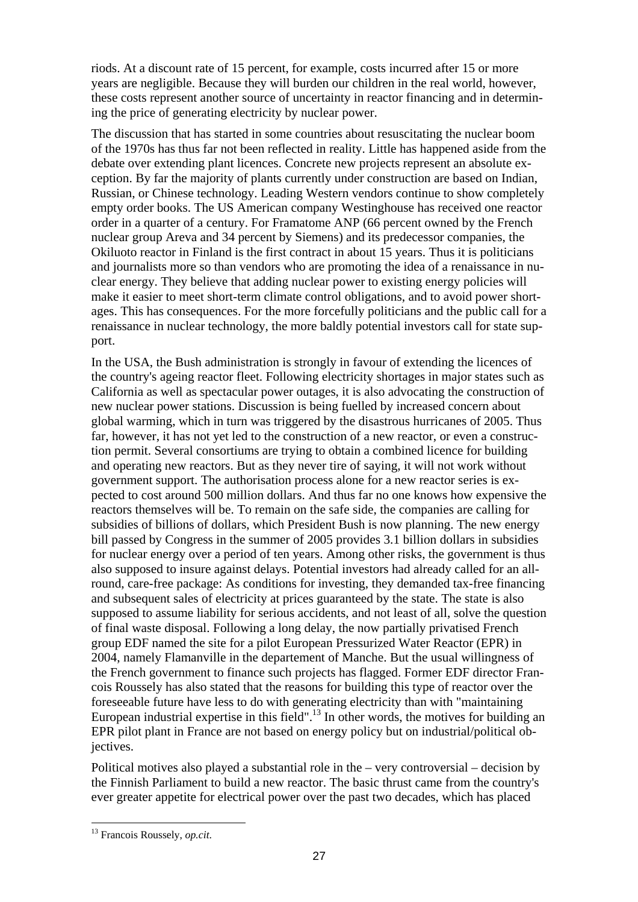riods. At a discount rate of 15 percent, for example, costs incurred after 15 or more years are negligible. Because they will burden our children in the real world, however, these costs represent another source of uncertainty in reactor financing and in determining the price of generating electricity by nuclear power.

The discussion that has started in some countries about resuscitating the nuclear boom of the 1970s has thus far not been reflected in reality. Little has happened aside from the debate over extending plant licences. Concrete new projects represent an absolute exception. By far the majority of plants currently under construction are based on Indian, Russian, or Chinese technology. Leading Western vendors continue to show completely empty order books. The US American company Westinghouse has received one reactor order in a quarter of a century. For Framatome ANP (66 percent owned by the French nuclear group Areva and 34 percent by Siemens) and its predecessor companies, the Okiluoto reactor in Finland is the first contract in about 15 years. Thus it is politicians and journalists more so than vendors who are promoting the idea of a renaissance in nuclear energy. They believe that adding nuclear power to existing energy policies will make it easier to meet short-term climate control obligations, and to avoid power shortages. This has consequences. For the more forcefully politicians and the public call for a renaissance in nuclear technology, the more baldly potential investors call for state support.

In the USA, the Bush administration is strongly in favour of extending the licences of the country's ageing reactor fleet. Following electricity shortages in major states such as California as well as spectacular power outages, it is also advocating the construction of new nuclear power stations. Discussion is being fuelled by increased concern about global warming, which in turn was triggered by the disastrous hurricanes of 2005. Thus far, however, it has not yet led to the construction of a new reactor, or even a construction permit. Several consortiums are trying to obtain a combined licence for building and operating new reactors. But as they never tire of saying, it will not work without government support. The authorisation process alone for a new reactor series is expected to cost around 500 million dollars. And thus far no one knows how expensive the reactors themselves will be. To remain on the safe side, the companies are calling for subsidies of billions of dollars, which President Bush is now planning. The new energy bill passed by Congress in the summer of 2005 provides 3.1 billion dollars in subsidies for nuclear energy over a period of ten years. Among other risks, the government is thus also supposed to insure against delays. Potential investors had already called for an all-round, care-free package: As conditions for investing, they demanded tax-free financing and subsequent sales of electricity at prices guaranteed by the state. The state is also supposed to assume liability for serious accidents, and not least of all, solve the question of final waste disposal. Following a long delay, the now partially privatised French group EDF named the site for a pilot European Pressurized Water Reactor (EPR) in 2004, namely Flamanville in the departement of Manche. But the usual willingness of the French government to finance such projects has flagged. Former EDF director Francois Roussely has also stated that the reasons for building this type of reactor over the foreseeable future have less to do with generating electricity than with "maintaining European industrial expertise in this field".[13] In other words, the motives for building an EPR pilot plant in France are not based on energy policy but on industrial/political objectives.

Political motives also played a substantial role in the – very controversial – decision by the Finnish Parliament to build a new reactor. The basic thrust came from the country's ever greater appetite for electrical power over the past two decades, which has placed

[13] Francois Roussely, *op.cit*.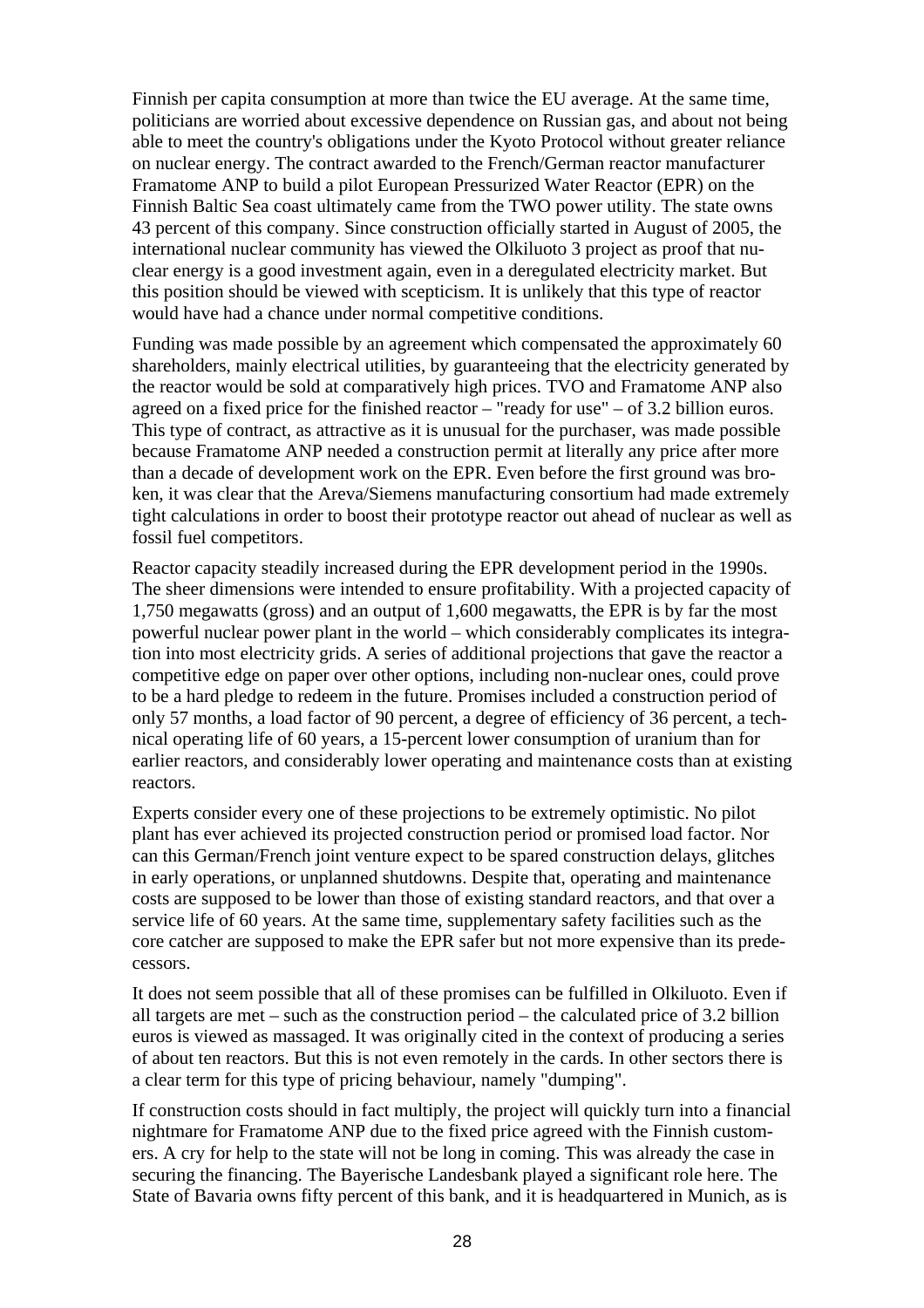Finnish per capita consumption at more than twice the EU average. At the same time, politicians are worried about excessive dependence on Russian gas, and about not being able to meet the country's obligations under the Kyoto Protocol without greater reliance on nuclear energy. The contract awarded to the French/German reactor manufacturer Framatome ANP to build a pilot European Pressurized Water Reactor (EPR) on the Finnish Baltic Sea coast ultimately came from the TWO power utility. The state owns 43 percent of this company. Since construction officially started in August of 2005, the international nuclear community has viewed the Olkiluoto 3 project as proof that nuclear energy is a good investment again, even in a deregulated electricity market. But this position should be viewed with scepticism. It is unlikely that this type of reactor would have had a chance under normal competitive conditions.

Funding was made possible by an agreement which compensated the approximately 60 shareholders, mainly electrical utilities, by guaranteeing that the electricity generated by the reactor would be sold at comparatively high prices. TVO and Framatome ANP also agreed on a fixed price for the finished reactor – "ready for use" – of 3.2 billion euros. This type of contract, as attractive as it is unusual for the purchaser, was made possible because Framatome ANP needed a construction permit at literally any price after more than a decade of development work on the EPR. Even before the first ground was broken, it was clear that the Areva/Siemens manufacturing consortium had made extremely tight calculations in order to boost their prototype reactor out ahead of nuclear as well as fossil fuel competitors.

Reactor capacity steadily increased during the EPR development period in the 1990s. The sheer dimensions were intended to ensure profitability. With a projected capacity of 1,750 megawatts (gross) and an output of 1,600 megawatts, the EPR is by far the most powerful nuclear power plant in the world – which considerably complicates its integration into most electricity grids. A series of additional projections that gave the reactor a competitive edge on paper over other options, including non-nuclear ones, could prove to be a hard pledge to redeem in the future. Promises included a construction period of only 57 months, a load factor of 90 percent, a degree of efficiency of 36 percent, a technical operating life of 60 years, a 15-percent lower consumption of uranium than for earlier reactors, and considerably lower operating and maintenance costs than at existing reactors.

Experts consider every one of these projections to be extremely optimistic. No pilot plant has ever achieved its projected construction period or promised load factor. Nor can this German/French joint venture expect to be spared construction delays, glitches in early operations, or unplanned shutdowns. Despite that, operating and maintenance costs are supposed to be lower than those of existing standard reactors, and that over a service life of 60 years. At the same time, supplementary safety facilities such as the core catcher are supposed to make the EPR safer but not more expensive than its predecessors.

It does not seem possible that all of these promises can be fulfilled in Olkiluoto. Even if all targets are met – such as the construction period – the calculated price of 3.2 billion euros is viewed as massaged. It was originally cited in the context of producing a series of about ten reactors. But this is not even remotely in the cards. In other sectors there is a clear term for this type of pricing behaviour, namely "dumping".

If construction costs should in fact multiply, the project will quickly turn into a financial nightmare for Framatome ANP due to the fixed price agreed with the Finnish customers. A cry for help to the state will not be long in coming. This was already the case in securing the financing. The Bayerische Landesbank played a significant role here. The State of Bavaria owns fifty percent of this bank, and it is headquartered in Munich, as is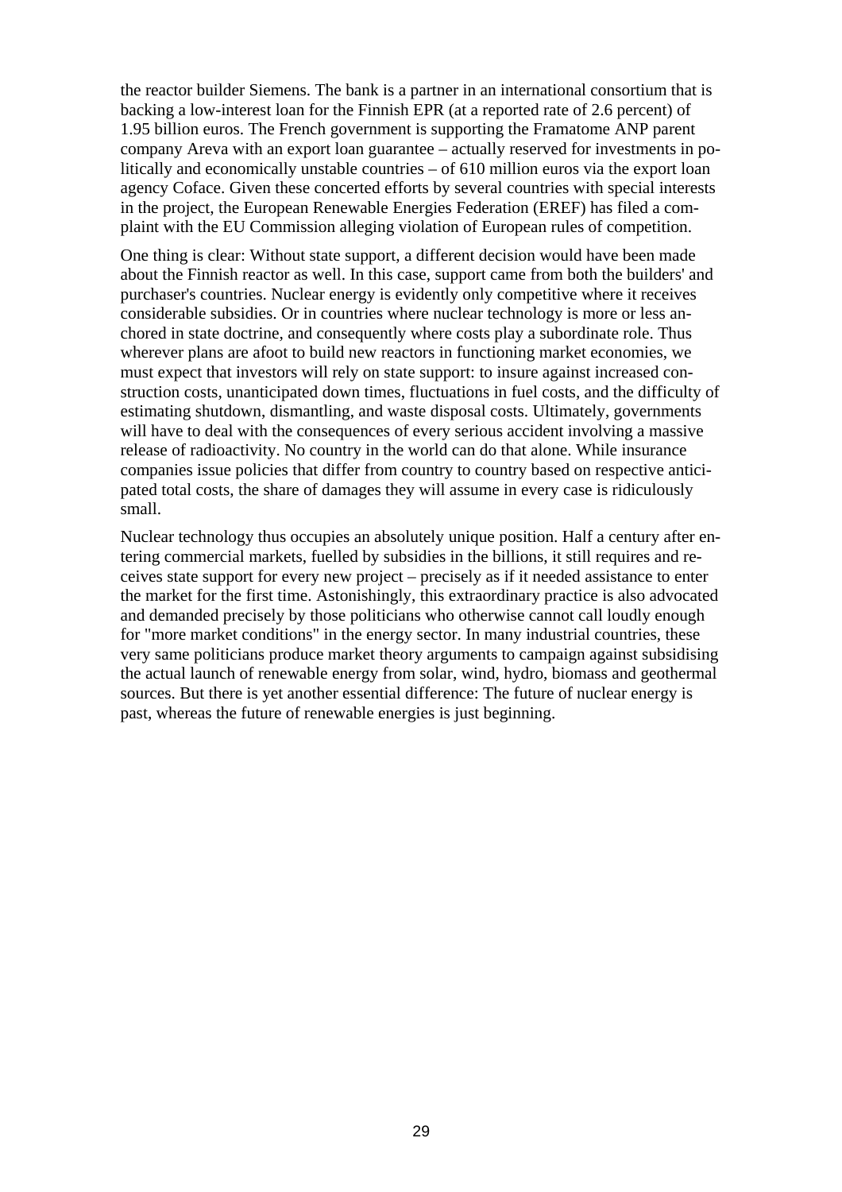the reactor builder Siemens. The bank is a partner in an international consortium that is backing a low-interest loan for the Finnish EPR (at a reported rate of 2.6 percent) of 1.95 billion euros. The French government is supporting the Framatome ANP parent company Areva with an export loan guarantee – actually reserved for investments in politically and economically unstable countries – of 610 million euros via the export loan agency Coface. Given these concerted efforts by several countries with special interests in the project, the European Renewable Energies Federation (EREF) has filed a complaint with the EU Commission alleging violation of European rules of competition.

One thing is clear: Without state support, a different decision would have been made about the Finnish reactor as well. In this case, support came from both the builders' and purchaser's countries. Nuclear energy is evidently only competitive where it receives considerable subsidies. Or in countries where nuclear technology is more or less anchored in state doctrine, and consequently where costs play a subordinate role. Thus wherever plans are afoot to build new reactors in functioning market economies, we must expect that investors will rely on state support: to insure against increased construction costs, unanticipated down times, fluctuations in fuel costs, and the difficulty of estimating shutdown, dismantling, and waste disposal costs. Ultimately, governments will have to deal with the consequences of every serious accident involving a massive release of radioactivity. No country in the world can do that alone. While insurance companies issue policies that differ from country to country based on respective anticipated total costs, the share of damages they will assume in every case is ridiculously small.

Nuclear technology thus occupies an absolutely unique position. Half a century after entering commercial markets, fuelled by subsidies in the billions, it still requires and receives state support for every new project – precisely as if it needed assistance to enter the market for the first time. Astonishingly, this extraordinary practice is also advocated and demanded precisely by those politicians who otherwise cannot call loudly enough for "more market conditions" in the energy sector. In many industrial countries, these very same politicians produce market theory arguments to campaign against subsidising the actual launch of renewable energy from solar, wind, hydro, biomass and geothermal sources. But there is yet another essential difference: The future of nuclear energy is past, whereas the future of renewable energies is just beginning.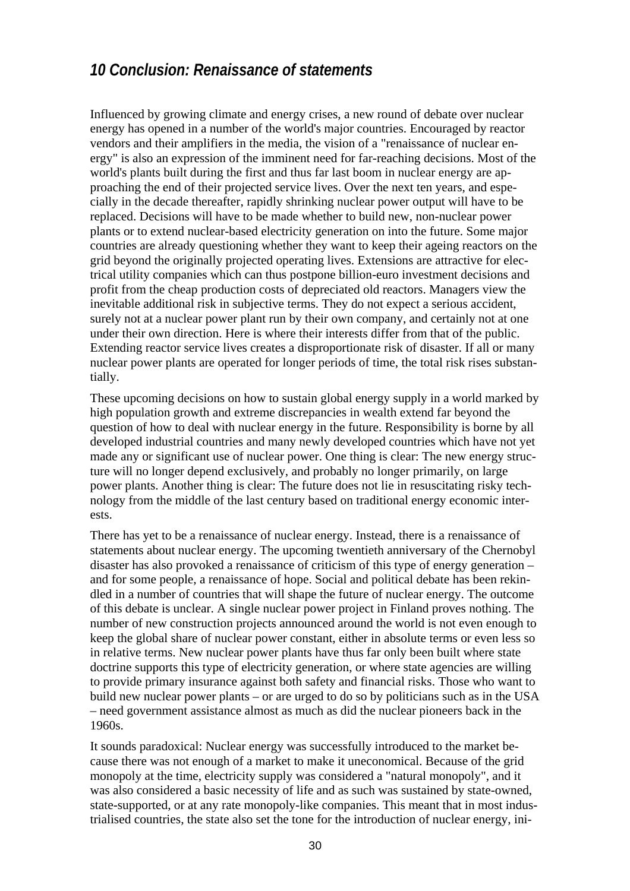## *10 Conclusion: Renaissance of statements*

Influenced by growing climate and energy crises, a new round of debate over nuclear energy has opened in a number of the world's major countries. Encouraged by reactor vendors and their amplifiers in the media, the vision of a "renaissance of nuclear energy" is also an expression of the imminent need for far-reaching decisions. Most of the world's plants built during the first and thus far last boom in nuclear energy are approaching the end of their projected service lives. Over the next ten years, and especially in the decade thereafter, rapidly shrinking nuclear power output will have to be replaced. Decisions will have to be made whether to build new, non-nuclear power plants or to extend nuclear-based electricity generation on into the future. Some major countries are already questioning whether they want to keep their ageing reactors on the grid beyond the originally projected operating lives. Extensions are attractive for electrical utility companies which can thus postpone billion-euro investment decisions and profit from the cheap production costs of depreciated old reactors. Managers view the inevitable additional risk in subjective terms. They do not expect a serious accident, surely not at a nuclear power plant run by their own company, and certainly not at one under their own direction. Here is where their interests differ from that of the public. Extending reactor service lives creates a disproportionate risk of disaster. If all or many nuclear power plants are operated for longer periods of time, the total risk rises substantially.

These upcoming decisions on how to sustain global energy supply in a world marked by high population growth and extreme discrepancies in wealth extend far beyond the question of how to deal with nuclear energy in the future. Responsibility is borne by all developed industrial countries and many newly developed countries which have not yet made any or significant use of nuclear power. One thing is clear: The new energy structure will no longer depend exclusively, and probably no longer primarily, on large power plants. Another thing is clear: The future does not lie in resuscitating risky technology from the middle of the last century based on traditional energy economic interests.

There has yet to be a renaissance of nuclear energy. Instead, there is a renaissance of statements about nuclear energy. The upcoming twentieth anniversary of the Chernobyl disaster has also provoked a renaissance of criticism of this type of energy generation – and for some people, a renaissance of hope. Social and political debate has been rekindled in a number of countries that will shape the future of nuclear energy. The outcome of this debate is unclear. A single nuclear power project in Finland proves nothing. The number of new construction projects announced around the world is not even enough to keep the global share of nuclear power constant, either in absolute terms or even less so in relative terms. New nuclear power plants have thus far only been built where state doctrine supports this type of electricity generation, or where state agencies are willing to provide primary insurance against both safety and financial risks. Those who want to build new nuclear power plants – or are urged to do so by politicians such as in the USA – need government assistance almost as much as did the nuclear pioneers back in the 1960s.

It sounds paradoxical: Nuclear energy was successfully introduced to the market because there was not enough of a market to make it uneconomical. Because of the grid monopoly at the time, electricity supply was considered a "natural monopoly", and it was also considered a basic necessity of life and as such was sustained by state-owned, state-supported, or at any rate monopoly-like companies. This meant that in most industrialised countries, the state also set the tone for the introduction of nuclear energy, ini-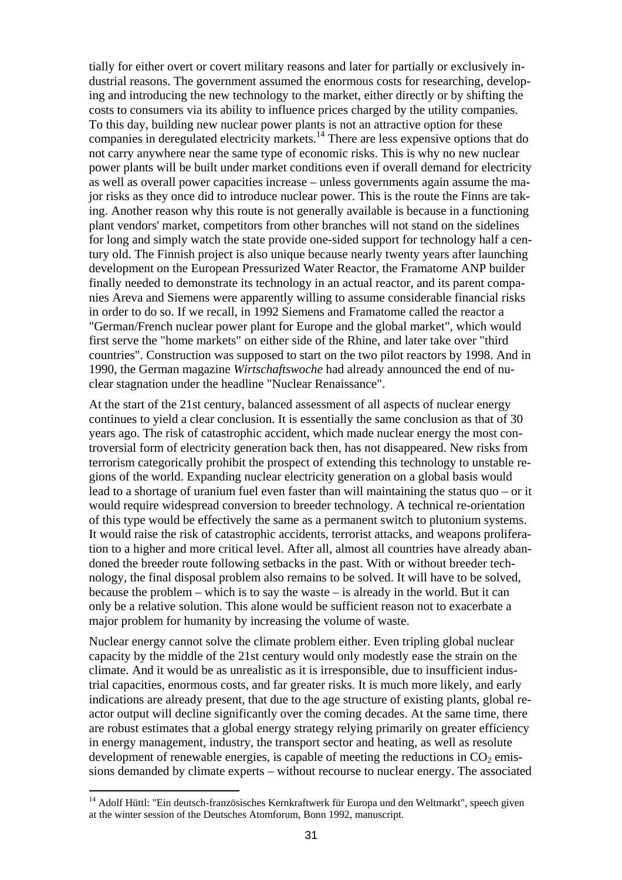tially for either overt or covert military reasons and later for partially or exclusively industrial reasons. The government assumed the enormous costs for researching, developing and introducing the new technology to the market, either directly or by shifting the costs to consumers via its ability to influence prices charged by the utility companies. To this day, building new nuclear power plants is not an attractive option for these companies in deregulated electricity markets.[14] There are less expensive options that do not carry anywhere near the same type of economic risks. This is why no new nuclear power plants will be built under market conditions even if overall demand for electricity as well as overall power capacities increase – unless governments again assume the major risks as they once did to introduce nuclear power. This is the route the Finns are taking. Another reason why this route is not generally available is because in a functioning plant vendors' market, competitors from other branches will not stand on the sidelines for long and simply watch the state provide one-sided support for technology half a century old. The Finnish project is also unique because nearly twenty years after launching development on the European Pressurized Water Reactor, the Framatome ANP builder finally needed to demonstrate its technology in an actual reactor, and its parent companies Areva and Siemens were apparently willing to assume considerable financial risks in order to do so. If we recall, in 1992 Siemens and Framatome called the reactor a "German/French nuclear power plant for Europe and the global market", which would first serve the "home markets" on either side of the Rhine, and later take over "third countries". Construction was supposed to start on the two pilot reactors by 1998. And in 1990, the German magazine *Wirtschaftswoche* had already announced the end of nuclear stagnation under the headline "Nuclear Renaissance".

At the start of the 21st century, balanced assessment of all aspects of nuclear energy continues to yield a clear conclusion. It is essentially the same conclusion as that of 30 years ago. The risk of catastrophic accident, which made nuclear energy the most controversial form of electricity generation back then, has not disappeared. New risks from terrorism categorically prohibit the prospect of extending this technology to unstable regions of the world. Expanding nuclear electricity generation on a global basis would lead to a shortage of uranium fuel even faster than will maintaining the status quo – or it would require widespread conversion to breeder technology. A technical re-orientation of this type would be effectively the same as a permanent switch to plutonium systems. It would raise the risk of catastrophic accidents, terrorist attacks, and weapons proliferation to a higher and more critical level. After all, almost all countries have already abandoned the breeder route following setbacks in the past. With or without breeder technology, the final disposal problem also remains to be solved. It will have to be solved, because the problem – which is to say the waste – is already in the world. But it can only be a relative solution. This alone would be sufficient reason not to exacerbate a major problem for humanity by increasing the volume of waste.

Nuclear energy cannot solve the climate problem either. Even tripling global nuclear capacity by the middle of the 21st century would only modestly ease the strain on the climate. And it would be as unrealistic as it is irresponsible, due to insufficient industrial capacities, enormous costs, and far greater risks. It is much more likely, and early indications are already present, that due to the age structure of existing plants, global reactor output will decline significantly over the coming decades. At the same time, there are robust estimates that a global energy strategy relying primarily on greater efficiency in energy management, industry, the transport sector and heating, as well as resolute development of renewable energies, is capable of meeting the reductions in $CO_2$ emissions demanded by climate experts – without recourse to nuclear energy. The associated

[14] Adolf Hüttl: "Ein deutsch-französisches Kernkraftwerk für Europa und den Weltmarkt", speech given at the winter session of the Deutsches Atomforum, Bonn 1992, manuscript.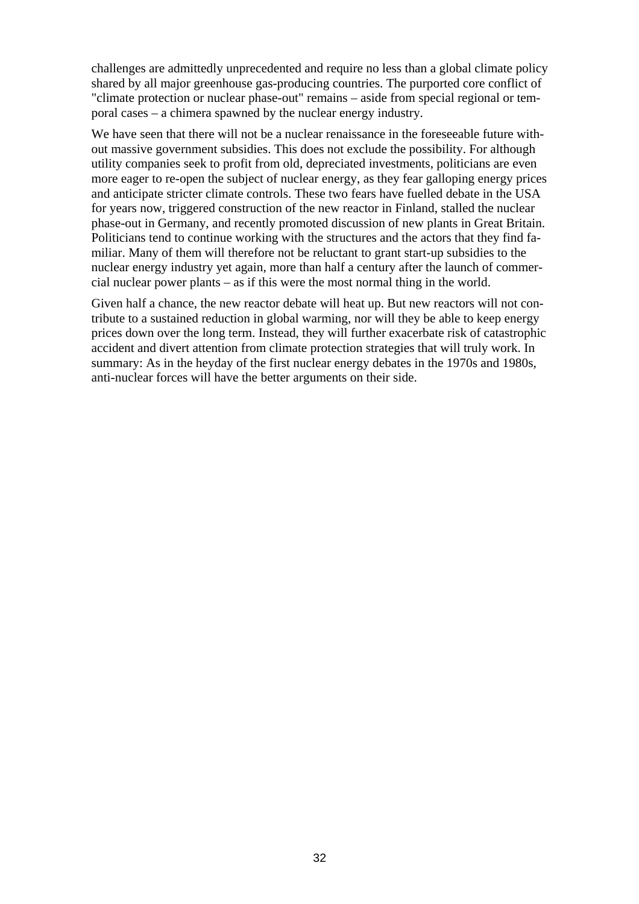challenges are admittedly unprecedented and require no less than a global climate policy shared by all major greenhouse gas-producing countries. The purported core conflict of "climate protection or nuclear phase-out" remains – aside from special regional or temporal cases – a chimera spawned by the nuclear energy industry.

We have seen that there will not be a nuclear renaissance in the foreseeable future without massive government subsidies. This does not exclude the possibility. For although utility companies seek to profit from old, depreciated investments, politicians are even more eager to re-open the subject of nuclear energy, as they fear galloping energy prices and anticipate stricter climate controls. These two fears have fuelled debate in the USA for years now, triggered construction of the new reactor in Finland, stalled the nuclear phase-out in Germany, and recently promoted discussion of new plants in Great Britain. Politicians tend to continue working with the structures and the actors that they find familiar. Many of them will therefore not be reluctant to grant start-up subsidies to the nuclear energy industry yet again, more than half a century after the launch of commercial nuclear power plants – as if this were the most normal thing in the world.

Given half a chance, the new reactor debate will heat up. But new reactors will not contribute to a sustained reduction in global warming, nor will they be able to keep energy prices down over the long term. Instead, they will further exacerbate risk of catastrophic accident and divert attention from climate protection strategies that will truly work. In summary: As in the heyday of the first nuclear energy debates in the 1970s and 1980s, anti-nuclear forces will have the better arguments on their side.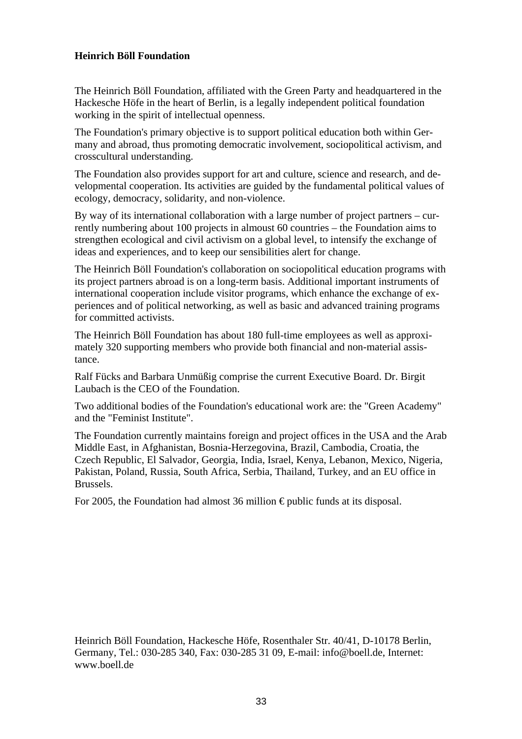**Heinrich Böll Foundation**

The Heinrich Böll Foundation, affiliated with the Green Party and headquartered in the Hackesche Höfe in the heart of Berlin, is a legally independent political foundation working in the spirit of intellectual openness.

The Foundation's primary objective is to support political education both within Germany and abroad, thus promoting democratic involvement, sociopolitical activism, and crosscultural understanding.

The Foundation also provides support for art and culture, science and research, and developmental cooperation. Its activities are guided by the fundamental political values of ecology, democracy, solidarity, and non-violence.

By way of its international collaboration with a large number of project partners – currently numbering about 100 projects in almoust 60 countries – the Foundation aims to strengthen ecological and civil activism on a global level, to intensify the exchange of ideas and experiences, and to keep our sensibilities alert for change.

The Heinrich Böll Foundation's collaboration on sociopolitical education programs with its project partners abroad is on a long-term basis. Additional important instruments of international cooperation include visitor programs, which enhance the exchange of experiences and of political networking, as well as basic and advanced training programs for committed activists.

The Heinrich Böll Foundation has about 180 full-time employees as well as approximately 320 supporting members who provide both financial and non-material assistance.

Ralf Fücks and Barbara Unmüßig comprise the current Executive Board. Dr. Birgit Laubach is the CEO of the Foundation.

Two additional bodies of the Foundation's educational work are: the "Green Academy" and the "Feminist Institute".

The Foundation currently maintains foreign and project offices in the USA and the Arab Middle East, in Afghanistan, Bosnia-Herzegovina, Brazil, Cambodia, Croatia, the Czech Republic, El Salvador, Georgia, India, Israel, Kenya, Lebanon, Mexico, Nigeria, Pakistan, Poland, Russia, South Africa, Serbia, Thailand, Turkey, and an EU office in Brussels.

For 2005, the Foundation had almost 36 million € public funds at its disposal.

Heinrich Böll Foundation, Hackesche Höfe, Rosenthaler Str. 40/41, D-10178 Berlin, Germany, Tel.: 030-285 340, Fax: 030-285 31 09, E-mail: info@boell.de, Internet: www.boell.de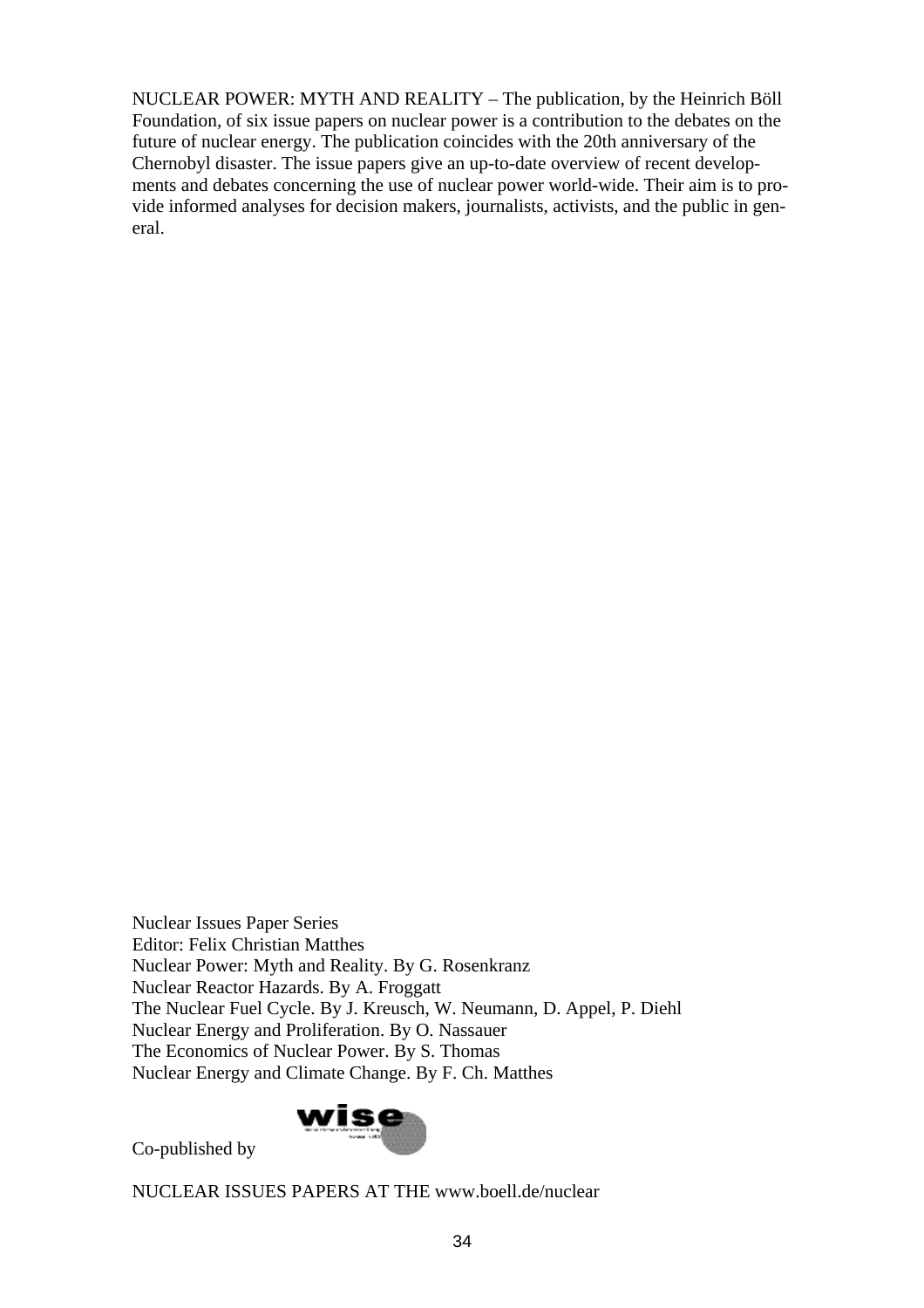NUCLEAR POWER: MYTH AND REALITY – The publication, by the Heinrich Böll Foundation, of six issue papers on nuclear power is a contribution to the debates on the future of nuclear energy. The publication coincides with the 20th anniversary of the Chernobyl disaster. The issue papers give an up-to-date overview of recent developments and debates concerning the use of nuclear power world-wide. Their aim is to provide informed analyses for decision makers, journalists, activists, and the public in general.

Nuclear Issues Paper Series
Editor: Felix Christian Matthes
Nuclear Power: Myth and Reality. By G. Rosenkranz
Nuclear Reactor Hazards. By A. Froggatt
The Nuclear Fuel Cycle. By J. Kreusch, W. Neumann, D. Appel, P. Diehl
Nuclear Energy and Proliferation. By O. Nassauer
The Economics of Nuclear Power. By S. Thomas
Nuclear Energy and Climate Change. By F. Ch. Matthes

Co-published by wise

NUCLEAR ISSUES PAPERS AT THE www.boell.de/nuclear